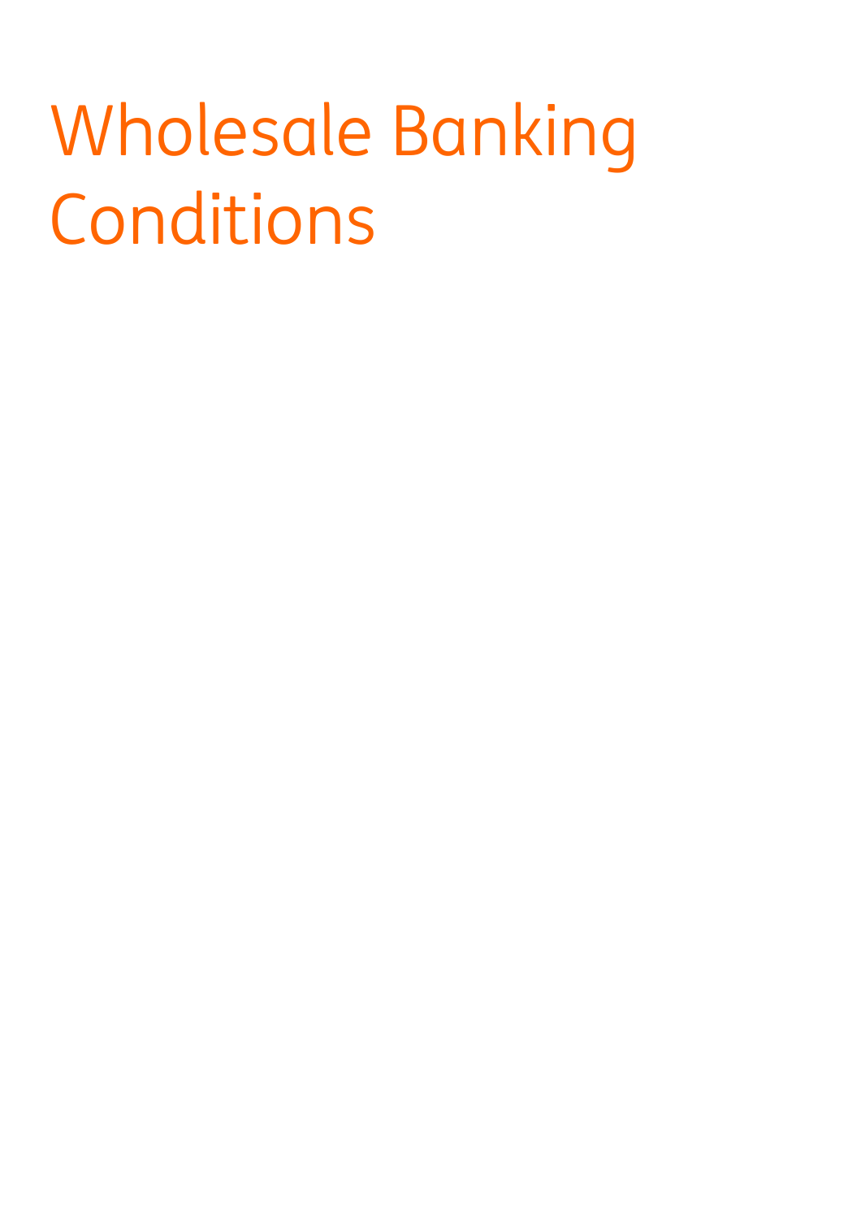# Wholesale Banking Conditions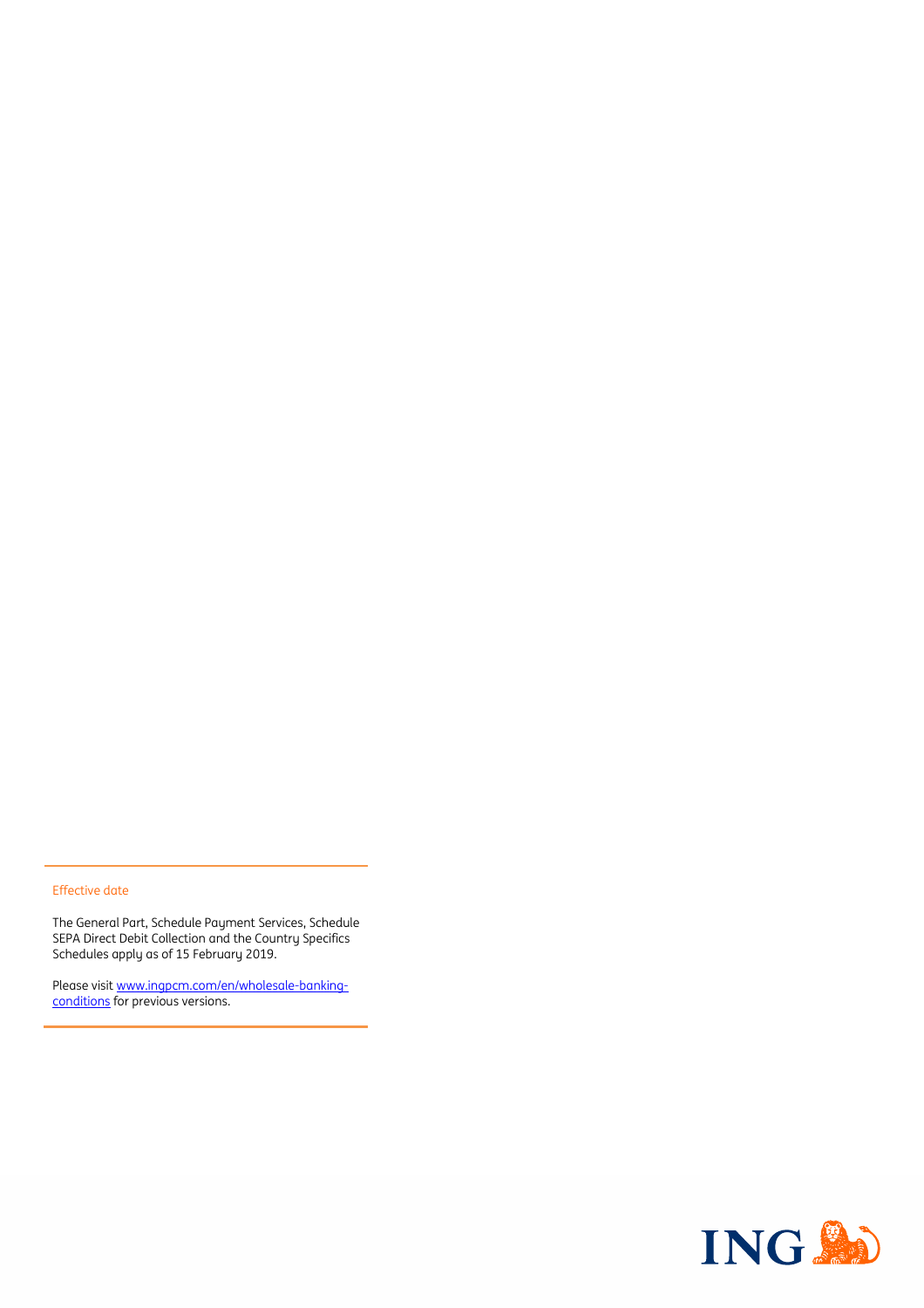## Effective date

The General Part, Schedule Payment Services, Schedule SEPA Direct Debit Collection and the Country Specifics Schedules apply as of 15 February 2019.

Please visit [www.ingpcm.com/en/wholesale-banking-conditions](www.ingpcm.com/en/wholesale-banking-conditions) for previous versions.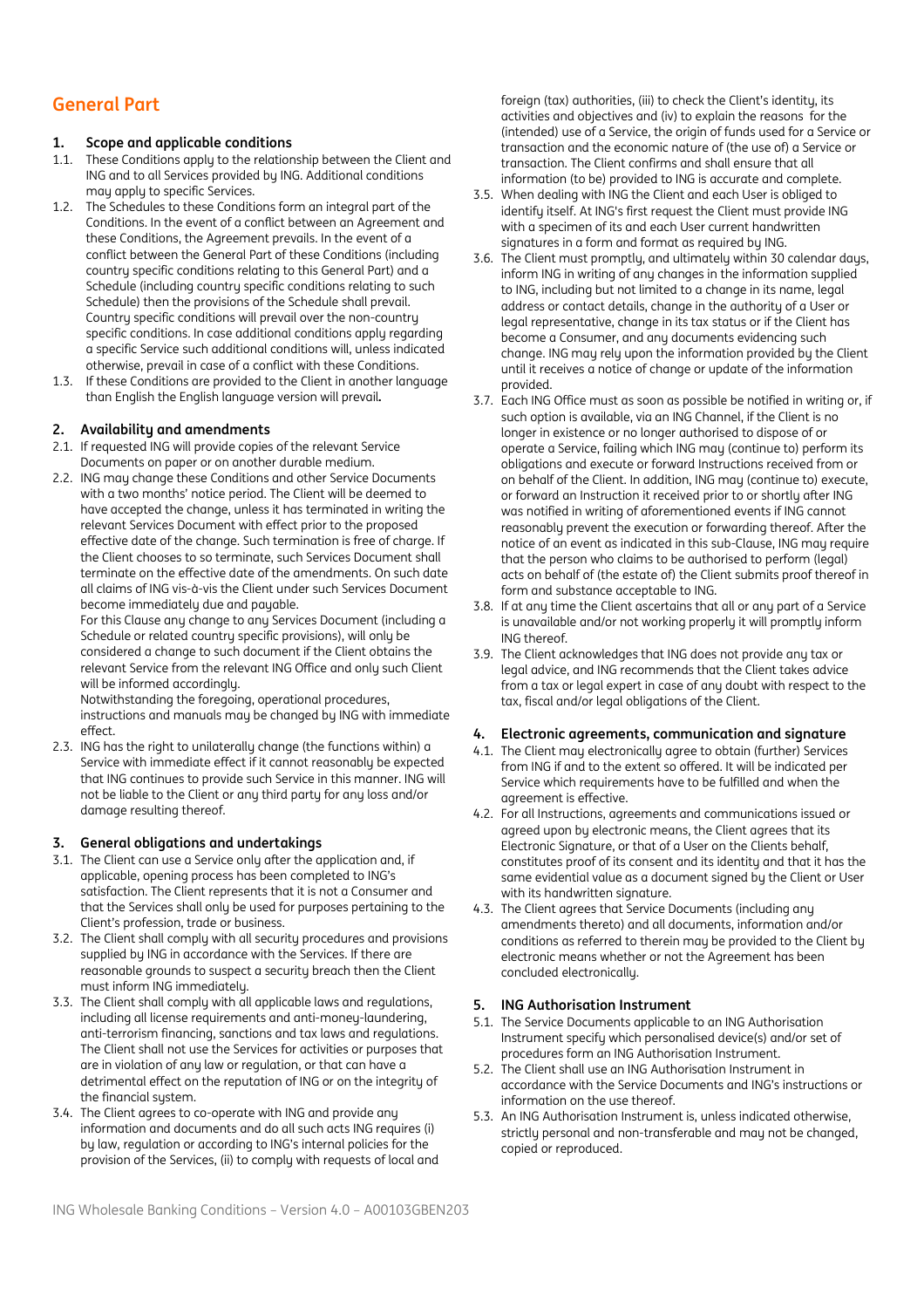# General Part

## 1. Scope and applicable conditions

1.1. These Conditions apply to the relationship between the Client and ING and to all Services provided by ING. Additional conditions may apply to specific Services.

1.2. The Schedules to these Conditions form an integral part of the Conditions. In the event of a conflict between an Agreement and these Conditions, the Agreement prevails. In the event of a conflict between the General Part of these Conditions (including country specific conditions relating to this General Part) and a Schedule (including country specific conditions relating to such Schedule) then the provisions of the Schedule shall prevail. Country specific conditions will prevail over the non-country specific conditions. In case additional conditions apply regarding a specific Service such additional conditions will, unless indicated otherwise, prevail in case of a conflict with these Conditions.

1.3. If these Conditions are provided to the Client in another language than English the English language version will prevail.

## 2. Availability and amendments

2.1. If requested ING will provide copies of the relevant Service Documents on paper or on another durable medium.

2.2. ING may change these Conditions and other Service Documents with a two months' notice period. The Client will be deemed to have accepted the change, unless it has terminated in writing the relevant Services Document with effect prior to the proposed effective date of the change. Such termination is free of charge. If the Client chooses to so terminate, such Services Document shall terminate on the effective date of the amendments. On such date all claims of ING vis-à-vis the Client under such Services Document become immediately due and payable.
For this Clause any change to any Services Document (including a Schedule or related country specific provisions), will only be considered a change to such document if the Client obtains the relevant Service from the relevant ING Office and only such Client will be informed accordingly.
Notwithstanding the foregoing, operational procedures, instructions and manuals may be changed by ING with immediate effect.

2.3. ING has the right to unilaterally change (the functions within) a Service with immediate effect if it cannot reasonably be expected that ING continues to provide such Service in this manner. ING will not be liable to the Client or any third party for any loss and/or damage resulting thereof.

## 3. General obligations and undertakings

3.1. The Client can use a Service only after the application and, if applicable, opening process has been completed to ING's satisfaction. The Client represents that it is not a Consumer and that the Services shall only be used for purposes pertaining to the Client's profession, trade or business.

3.2. The Client shall comply with all security procedures and provisions supplied by ING in accordance with the Services. If there are reasonable grounds to suspect a security breach then the Client must inform ING immediately.

3.3. The Client shall comply with all applicable laws and regulations, including all license requirements and anti-money-laundering, anti-terrorism financing, sanctions and tax laws and regulations. The Client shall not use the Services for activities or purposes that are in violation of any law or regulation, or that can have a detrimental effect on the reputation of ING or on the integrity of the financial system.

3.4. The Client agrees to co-operate with ING and provide any information and documents and do all such acts ING requires (i) by law, regulation or according to ING's internal policies for the provision of the Services, (ii) to comply with requests of local and foreign (tax) authorities, (iii) to check the Client's identity, its activities and objectives and (iv) to explain the reasons for the (intended) use of a Service, the origin of funds used for a Service or transaction and the economic nature of (the use of) a Service or transaction. The Client confirms and shall ensure that all information (to be) provided to ING is accurate and complete.

3.5. When dealing with ING the Client and each User is obliged to identify itself. At ING's first request the Client must provide ING with a specimen of its and each User current handwritten signatures in a form and format as required by ING.

3.6. The Client must promptly, and ultimately within 30 calendar days, inform ING in writing of any changes in the information supplied to ING, including but not limited to a change in its name, legal address or contact details, change in the authority of a User or legal representative, change in its tax status or if the Client has become a Consumer, and any documents evidencing such change. ING may rely upon the information provided by the Client until it receives a notice of change or update of the information provided.

3.7. Each ING Office must as soon as possible be notified in writing or, if such option is available, via an ING Channel, if the Client is no longer in existence or no longer authorised to dispose of or operate a Service, failing which ING may (continue to) perform its obligations and execute or forward Instructions received from or on behalf of the Client. In addition, ING may (continue to) execute, or forward an Instruction it received prior to or shortly after ING was notified in writing of aforementioned events if ING cannot reasonably prevent the execution or forwarding thereof. After the notice of an event as indicated in this sub-Clause, ING may require that the person who claims to be authorised to perform (legal) acts on behalf of (the estate of) the Client submits proof thereof in form and substance acceptable to ING.

3.8. If at any time the Client ascertains that all or any part of a Service is unavailable and/or not working properly it will promptly inform ING thereof.

3.9. The Client acknowledges that ING does not provide any tax or legal advice, and ING recommends that the Client takes advice from a tax or legal expert in case of any doubt with respect to the tax, fiscal and/or legal obligations of the Client.

## 4. Electronic agreements, communication and signature

4.1. The Client may electronically agree to obtain (further) Services from ING if and to the extent so offered. It will be indicated per Service which requirements have to be fulfilled and when the agreement is effective.

4.2. For all Instructions, agreements and communications issued or agreed upon by electronic means, the Client agrees that its Electronic Signature, or that of a User on the Clients behalf, constitutes proof of its consent and its identity and that it has the same evidential value as a document signed by the Client or User with its handwritten signature.

4.3. The Client agrees that Service Documents (including any amendments thereto) and all documents, information and/or conditions as referred to therein may be provided to the Client by electronic means whether or not the Agreement has been concluded electronically.

## 5. ING Authorisation Instrument

5.1. The Service Documents applicable to an ING Authorisation Instrument specify which personalised device(s) and/or set of procedures form an ING Authorisation Instrument.

5.2. The Client shall use an ING Authorisation Instrument in accordance with the Service Documents and ING's instructions or information on the use thereof.

5.3. An ING Authorisation Instrument is, unless indicated otherwise, strictly personal and non-transferable and may not be changed, copied or reproduced.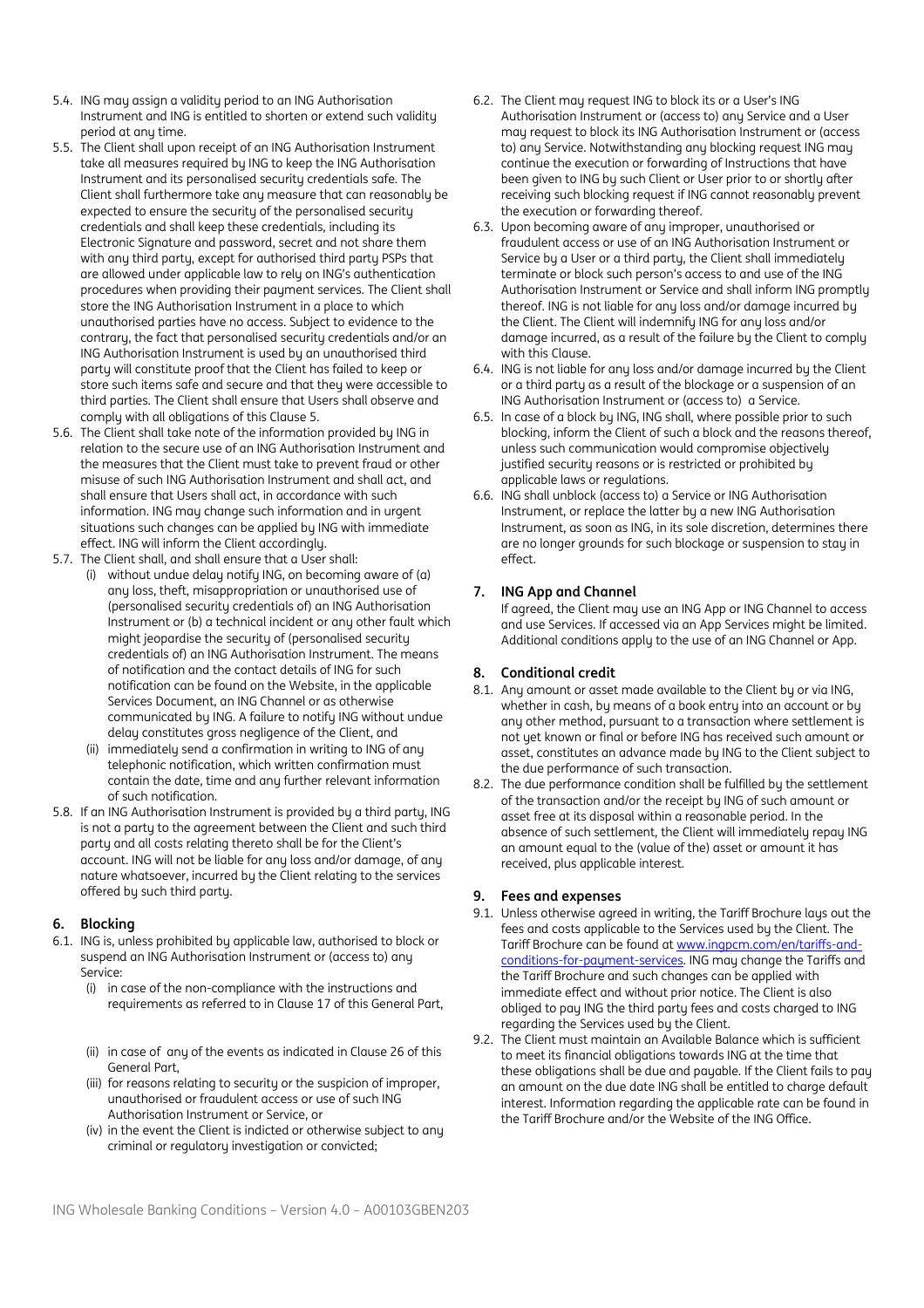5.4. ING may assign a validity period to an ING Authorisation Instrument and ING is entitled to shorten or extend such validity period at any time.

5.5. The Client shall upon receipt of an ING Authorisation Instrument take all measures required by ING to keep the ING Authorisation Instrument and its personalised security credentials safe. The Client shall furthermore take any measure that can reasonably be expected to ensure the security of the personalised security credentials and shall keep these credentials, including its Electronic Signature and password, secret and not share them with any third party, except for authorised third party PSPs that are allowed under applicable law to rely on ING's authentication procedures when providing their payment services. The Client shall store the ING Authorisation Instrument in a place to which unauthorised parties have no access. Subject to evidence to the contrary, the fact that personalised security credentials and/or an ING Authorisation Instrument is used by an unauthorised third party will constitute proof that the Client has failed to keep or store such items safe and secure and that they were accessible to third parties. The Client shall ensure that Users shall observe and comply with all obligations of this Clause 5.

5.6. The Client shall take note of the information provided by ING in relation to the secure use of an ING Authorisation Instrument and the measures that the Client must take to prevent fraud or other misuse of such ING Authorisation Instrument and shall act, and shall ensure that Users shall act, in accordance with such information. ING may change such information and in urgent situations such changes can be applied by ING with immediate effect. ING will inform the Client accordingly.

5.7. The Client shall, and shall ensure that a User shall:

(i) without undue delay notify ING, on becoming aware of (a) any loss, theft, misappropriation or unauthorised use of (personalised security credentials of) an ING Authorisation Instrument or (b) a technical incident or any other fault which might jeopardise the security of (personalised security credentials of) an ING Authorisation Instrument. The means of notification and the contact details of ING for such notification can be found on the Website, in the applicable Services Document, an ING Channel or as otherwise communicated by ING. A failure to notify ING without undue delay constitutes gross negligence of the Client, and

(ii) immediately send a confirmation in writing to ING of any telephonic notification, which written confirmation must contain the date, time and any further relevant information of such notification.

5.8. If an ING Authorisation Instrument is provided by a third party, ING is not a party to the agreement between the Client and such third party and all costs relating thereto shall be for the Client's account. ING will not be liable for any loss and/or damage, of any nature whatsoever, incurred by the Client relating to the services offered by such third party.

## 6. Blocking

6.1. ING is, unless prohibited by applicable law, authorised to block or suspend an ING Authorisation Instrument or (access to) any Service:

(i) in case of the non-compliance with the instructions and requirements as referred to in Clause 17 of this General Part,

(ii) in case of any of the events as indicated in Clause 26 of this General Part,

(iii) for reasons relating to security or the suspicion of improper, unauthorised or fraudulent access or use of such ING Authorisation Instrument or Service, or

(iv) in the event the Client is indicted or otherwise subject to any criminal or regulatory investigation or convicted;

6.2. The Client may request ING to block its or a User's ING Authorisation Instrument or (access to) any Service and a User may request to block its ING Authorisation Instrument or (access to) any Service. Notwithstanding any blocking request ING may continue the execution or forwarding of Instructions that have been given to ING by such Client or User prior to or shortly after receiving such blocking request if ING cannot reasonably prevent the execution or forwarding thereof.

6.3. Upon becoming aware of any improper, unauthorised or fraudulent access or use of an ING Authorisation Instrument or Service by a User or a third party, the Client shall immediately terminate or block such person's access to and use of the ING Authorisation Instrument or Service and shall inform ING promptly thereof. ING is not liable for any loss and/or damage incurred by the Client. The Client will indemnify ING for any loss and/or damage incurred, as a result of the failure by the Client to comply with this Clause.

6.4. ING is not liable for any loss and/or damage incurred by the Client or a third party as a result of the blockage or a suspension of an ING Authorisation Instrument or (access to) a Service.

6.5. In case of a block by ING, ING shall, where possible prior to such blocking, inform the Client of such a block and the reasons thereof, unless such communication would compromise objectively justified security reasons or is restricted or prohibited by applicable laws or regulations.

6.6. ING shall unblock (access to) a Service or ING Authorisation Instrument, or replace the latter by a new ING Authorisation Instrument, as soon as ING, in its sole discretion, determines there are no longer grounds for such blockage or suspension to stay in effect.

## 7. ING App and Channel

If agreed, the Client may use an ING App or ING Channel to access and use Services. If accessed via an App Services might be limited. Additional conditions apply to the use of an ING Channel or App.

## 8. Conditional credit

8.1. Any amount or asset made available to the Client by or via ING, whether in cash, by means of a book entry into an account or by any other method, pursuant to a transaction where settlement is not yet known or final or before ING has received such amount or asset, constitutes an advance made by ING to the Client subject to the due performance of such transaction.

8.2. The due performance condition shall be fulfilled by the settlement of the transaction and/or the receipt by ING of such amount or asset free at its disposal within a reasonable period. In the absence of such settlement, the Client will immediately repay ING an amount equal to the (value of the) asset or amount it has received, plus applicable interest.

## 9. Fees and expenses

9.1. Unless otherwise agreed in writing, the Tariff Brochure lays out the fees and costs applicable to the Services used by the Client. The Tariff Brochure can be found at www.ingpcm.com/en/tariffs-and-conditions-for-payment-services. ING may change the Tariffs and the Tariff Brochure and such changes can be applied with immediate effect and without prior notice. The Client is also obliged to pay ING the third party fees and costs charged to ING regarding the Services used by the Client.

9.2. The Client must maintain an Available Balance which is sufficient to meet its financial obligations towards ING at the time that these obligations shall be due and payable. If the Client fails to pay an amount on the due date ING shall be entitled to charge default interest. Information regarding the applicable rate can be found in the Tariff Brochure and/or the Website of the ING Office.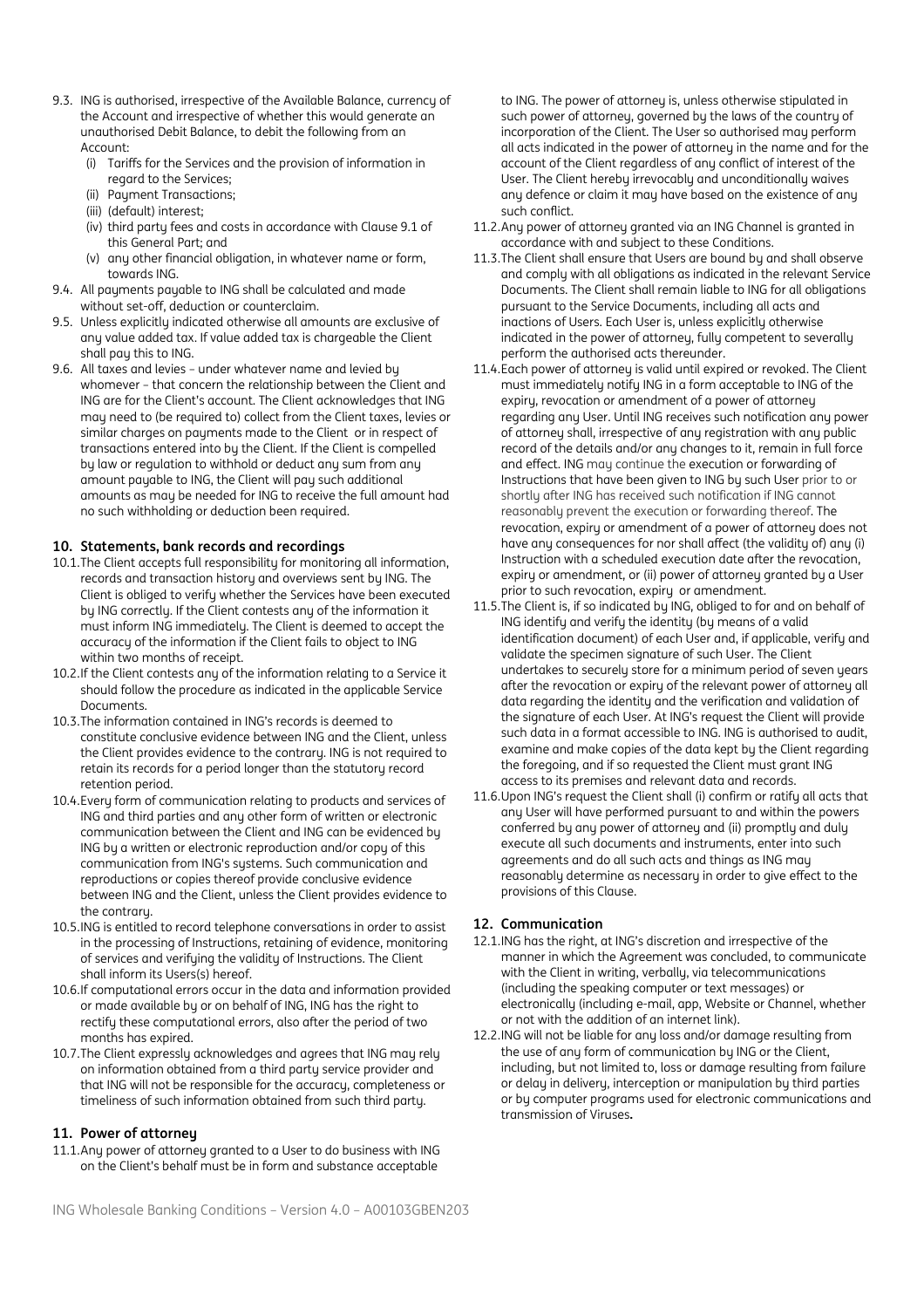9.3. ING is authorised, irrespective of the Available Balance, currency of the Account and irrespective of whether this would generate an unauthorised Debit Balance, to debit the following from an Account:
   (i) Tariffs for the Services and the provision of information in regard to the Services;
   (ii) Payment Transactions;
   (iii) (default) interest;
   (iv) third party fees and costs in accordance with Clause 9.1 of this General Part; and
   (v) any other financial obligation, in whatever name or form, towards ING.

9.4. All payments payable to ING shall be calculated and made without set-off, deduction or counterclaim.

9.5. Unless explicitly indicated otherwise all amounts are exclusive of any value added tax. If value added tax is chargeable the Client shall pay this to ING.

9.6. All taxes and levies – under whatever name and levied by whomever – that concern the relationship between the Client and ING are for the Client's account. The Client acknowledges that ING may need to (be required to) collect from the Client taxes, levies or similar charges on payments made to the Client or in respect of transactions entered into by the Client. If the Client is compelled by law or regulation to withhold or deduct any sum from any amount payable to ING, the Client will pay such additional amounts as may be needed for ING to receive the full amount had no such withholding or deduction been required.

## 10. Statements, bank records and recordings

10.1. The Client accepts full responsibility for monitoring all information, records and transaction history and overviews sent by ING. The Client is obliged to verify whether the Services have been executed by ING correctly. If the Client contests any of the information it must inform ING immediately. The Client is deemed to accept the accuracy of the information if the Client fails to object to ING within two months of receipt.

10.2. If the Client contests any of the information relating to a Service it should follow the procedure as indicated in the applicable Service Documents.

10.3. The information contained in ING's records is deemed to constitute conclusive evidence between ING and the Client, unless the Client provides evidence to the contrary. ING is not required to retain its records for a period longer than the statutory record retention period.

10.4. Every form of communication relating to products and services of ING and third parties and any other form of written or electronic communication between the Client and ING can be evidenced by ING by a written or electronic reproduction and/or copy of this communication from ING's systems. Such communication and reproductions or copies thereof provide conclusive evidence between ING and the Client, unless the Client provides evidence to the contrary.

10.5. ING is entitled to record telephone conversations in order to assist in the processing of Instructions, retaining of evidence, monitoring of services and verifying the validity of Instructions. The Client shall inform its Users(s) hereof.

10.6. If computational errors occur in the data and information provided or made available by or on behalf of ING, ING has the right to rectify these computational errors, also after the period of two months has expired.

10.7. The Client expressly acknowledges and agrees that ING may rely on information obtained from a third party service provider and that ING will not be responsible for the accuracy, completeness or timeliness of such information obtained from such third party.

## 11. Power of attorney

11.1. Any power of attorney granted to a User to do business with ING on the Client's behalf must be in form and substance acceptable to ING. The power of attorney is, unless otherwise stipulated in such power of attorney, governed by the laws of the country of incorporation of the Client. The User so authorised may perform all acts indicated in the power of attorney in the name and for the account of the Client regardless of any conflict of interest of the User. The Client hereby irrevocably and unconditionally waives any defence or claim it may have based on the existence of any such conflict.

11.2. Any power of attorney granted via an ING Channel is granted in accordance with and subject to these Conditions.

11.3. The Client shall ensure that Users are bound by and shall observe and comply with all obligations as indicated in the relevant Service Documents. The Client shall remain liable to ING for all obligations pursuant to the Service Documents, including all acts and inactions of Users. Each User is, unless explicitly otherwise indicated in the power of attorney, fully competent to severally perform the authorised acts thereunder.

11.4. Each power of attorney is valid until expired or revoked. The Client must immediately notify ING in a form acceptable to ING of the expiry, revocation or amendment of a power of attorney regarding any User. Until ING receives such notification any power of attorney shall, irrespective of any registration with any public record of the details and/or any changes to it, remain in full force and effect. ING may continue the execution or forwarding of Instructions that have been given to ING by such User prior to or shortly after ING has received such notification if ING cannot reasonably prevent the execution or forwarding thereof. The revocation, expiry or amendment of a power of attorney does not have any consequences for nor shall affect (the validity of) any (i) Instruction with a scheduled execution date after the revocation, expiry or amendment, or (ii) power of attorney granted by a User prior to such revocation, expiry or amendment.

11.5. The Client is, if so indicated by ING, obliged to for and on behalf of ING identify and verify the identity (by means of a valid identification document) of each User and, if applicable, verify and validate the specimen signature of such User. The Client undertakes to securely store for a minimum period of seven years after the revocation or expiry of the relevant power of attorney all data regarding the identity and the verification and validation of the signature of each User. At ING's request the Client will provide such data in a format accessible to ING. ING is authorised to audit, examine and make copies of the data kept by the Client regarding the foregoing, and if so requested the Client must grant ING access to its premises and relevant data and records.

11.6. Upon ING's request the Client shall (i) confirm or ratify all acts that any User will have performed pursuant to and within the powers conferred by any power of attorney and (ii) promptly and duly execute all such documents and instruments, enter into such agreements and do all such acts and things as ING may reasonably determine as necessary in order to give effect to the provisions of this Clause.

## 12. Communication

12.1. ING has the right, at ING's discretion and irrespective of the manner in which the Agreement was concluded, to communicate with the Client in writing, verbally, via telecommunications (including the speaking computer or text messages) or electronically (including e-mail, app, Website or Channel, whether or not with the addition of an internet link).

12.2. ING will not be liable for any loss and/or damage resulting from the use of any form of communication by ING or the Client, including, but not limited to, loss or damage resulting from failure or delay in delivery, interception or manipulation by third parties or by computer programs used for electronic communications and transmission of Viruses.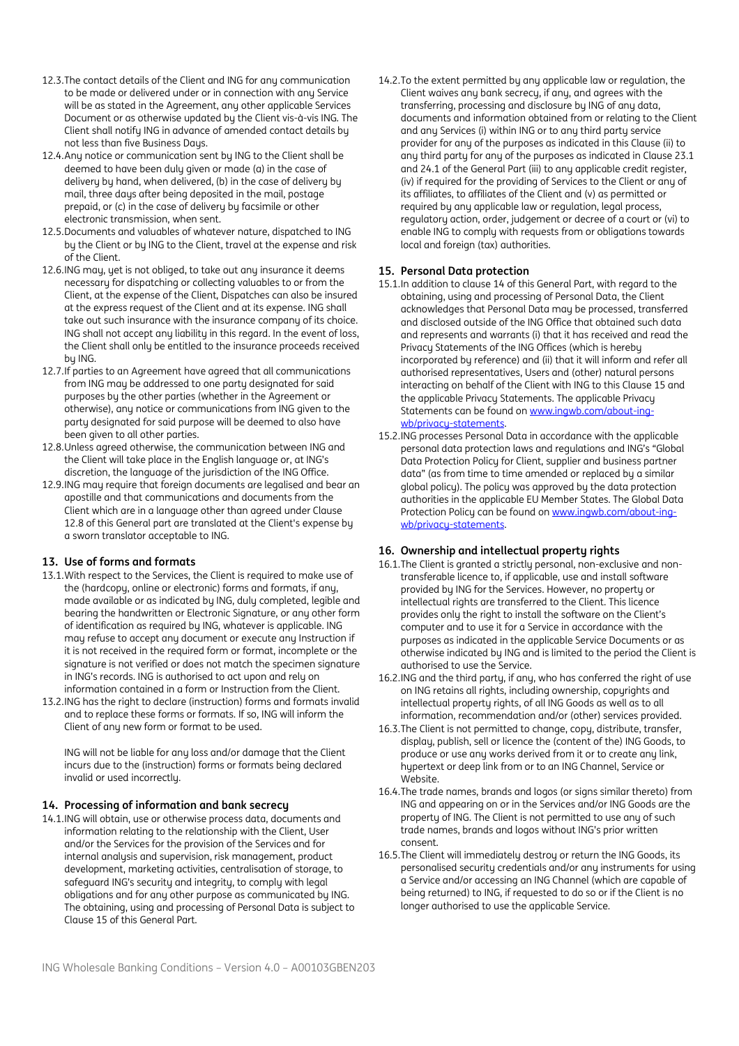12.3. The contact details of the Client and ING for any communication to be made or delivered under or in connection with any Service will be as stated in the Agreement, any other applicable Services Document or as otherwise updated by the Client vis-à-vis ING. The Client shall notify ING in advance of amended contact details by not less than five Business Days.

12.4. Any notice or communication sent by ING to the Client shall be deemed to have been duly given or made (a) in the case of delivery by hand, when delivered, (b) in the case of delivery by mail, three days after being deposited in the mail, postage prepaid, or (c) in the case of delivery by facsimile or other electronic transmission, when sent.

12.5. Documents and valuables of whatever nature, dispatched to ING by the Client or by ING to the Client, travel at the expense and risk of the Client.

12.6. ING may, yet is not obliged, to take out any insurance it deems necessary for dispatching or collecting valuables to or from the Client, at the expense of the Client, Dispatches can also be insured at the express request of the Client and at its expense. ING shall take out such insurance with the insurance company of its choice. ING shall not accept any liability in this regard. In the event of loss, the Client shall only be entitled to the insurance proceeds received by ING.

12.7. If parties to an Agreement have agreed that all communications from ING may be addressed to one party designated for said purposes by the other parties (whether in the Agreement or otherwise), any notice or communications from ING given to the party designated for said purpose will be deemed to also have been given to all other parties.

12.8. Unless agreed otherwise, the communication between ING and the Client will take place in the English language or, at ING's discretion, the language of the jurisdiction of the ING Office.

12.9. ING may require that foreign documents are legalised and bear an apostille and that communications and documents from the Client which are in a language other than agreed under Clause 12.8 of this General part are translated at the Client's expense by a sworn translator acceptable to ING.

## 13. Use of forms and formats

13.1. With respect to the Services, the Client is required to make use of the (hardcopy, online or electronic) forms and formats, if any, made available or as indicated by ING, duly completed, legible and bearing the handwritten or Electronic Signature, or any other form of identification as required by ING, whatever is applicable. ING may refuse to accept any document or execute any Instruction if it is not received in the required form or format, incomplete or the signature is not verified or does not match the specimen signature in ING's records. ING is authorised to act upon and rely on information contained in a form or Instruction from the Client.

13.2. ING has the right to declare (instruction) forms and formats invalid and to replace these forms or formats. If so, ING will inform the Client of any new form or format to be used.

ING will not be liable for any loss and/or damage that the Client incurs due to the (instruction) forms or formats being declared invalid or used incorrectly.

## 14. Processing of information and bank secrecy

14.1. ING will obtain, use or otherwise process data, documents and information relating to the relationship with the Client, User and/or the Services for the provision of the Services and for internal analysis and supervision, risk management, product development, marketing activities, centralisation of storage, to safeguard ING's security and integrity, to comply with legal obligations and for any other purpose as communicated by ING. The obtaining, using and processing of Personal Data is subject to Clause 15 of this General Part.

14.2. To the extent permitted by any applicable law or regulation, the Client waives any bank secrecy, if any, and agrees with the transferring, processing and disclosure by ING of any data, documents and information obtained from or relating to the Client and any Services (i) within ING or to any third party service provider for any of the purposes as indicated in this Clause (ii) to any third party for any of the purposes as indicated in Clause 23.1 and 24.1 of the General Part (iii) to any applicable credit register, (iv) if required for the providing of Services to the Client or any of its affiliates, to affiliates of the Client and (v) as permitted or required by any applicable law or regulation, legal process, regulatory action, order, judgement or decree of a court or (vi) to enable ING to comply with requests from or obligations towards local and foreign (tax) authorities.

## 15. Personal Data protection

15.1. In addition to clause 14 of this General Part, with regard to the obtaining, using and processing of Personal Data, the Client acknowledges that Personal Data may be processed, transferred and disclosed outside of the ING Office that obtained such data and represents and warrants (i) that it has received and read the Privacy Statements of the ING Offices (which is hereby incorporated by reference) and (ii) that it will inform and refer all authorised representatives, Users and (other) natural persons interacting on behalf of the Client with ING to this Clause 15 and the applicable Privacy Statements. The applicable Privacy Statements can be found on www.ingwb.com/about-ing-wb/privacy-statements.

15.2. ING processes Personal Data in accordance with the applicable personal data protection laws and regulations and ING's "Global Data Protection Policy for Client, supplier and business partner data" (as from time to time amended or replaced by a similar global policy). The policy was approved by the data protection authorities in the applicable EU Member States. The Global Data Protection Policy can be found on www.ingwb.com/about-ing-wb/privacy-statements.

## 16. Ownership and intellectual property rights

16.1. The Client is granted a strictly personal, non-exclusive and non-transferable licence to, if applicable, use and install software provided by ING for the Services. However, no property or intellectual rights are transferred to the Client. This licence provides only the right to install the software on the Client's computer and to use it for a Service in accordance with the purposes as indicated in the applicable Service Documents or as otherwise indicated by ING and is limited to the period the Client is authorised to use the Service.

16.2. ING and the third party, if any, who has conferred the right of use on ING retains all rights, including ownership, copyrights and intellectual property rights, of all ING Goods as well as to all information, recommendation and/or (other) services provided.

16.3. The Client is not permitted to change, copy, distribute, transfer, display, publish, sell or licence the (content of the) ING Goods, to produce or use any works derived from it or to create any link, hypertext or deep link from or to an ING Channel, Service or Website.

16.4. The trade names, brands and logos (or signs similar thereto) from ING and appearing on or in the Services and/or ING Goods are the property of ING. The Client is not permitted to use any of such trade names, brands and logos without ING's prior written consent.

16.5. The Client will immediately destroy or return the ING Goods, its personalised security credentials and/or any instruments for using a Service and/or accessing an ING Channel (which are capable of being returned) to ING, if requested to do so or if the Client is no longer authorised to use the applicable Service.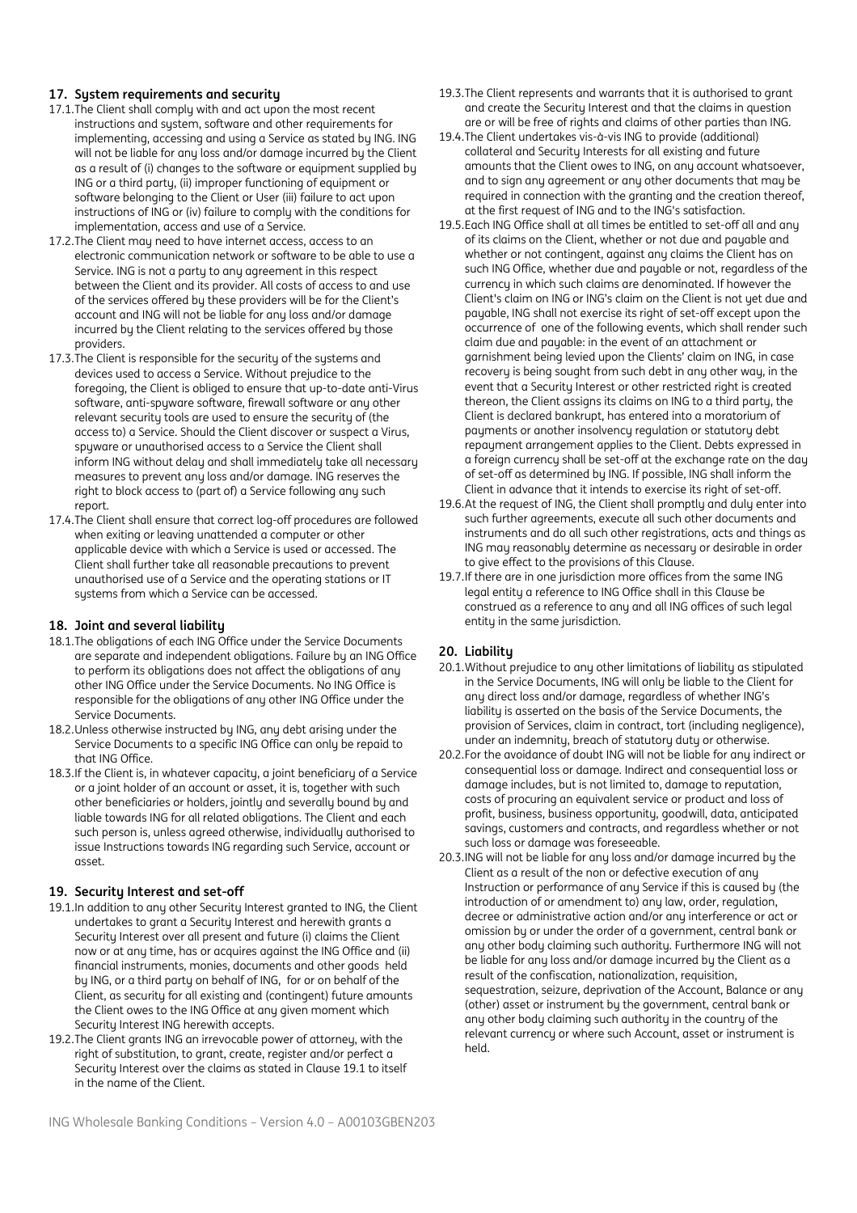## 17. System requirements and security

17.1. The Client shall comply with and act upon the most recent instructions and system, software and other requirements for implementing, accessing and using a Service as stated by ING. ING will not be liable for any loss and/or damage incurred by the Client as a result of (i) changes to the software or equipment supplied by ING or a third party, (ii) improper functioning of equipment or software belonging to the Client or User (iii) failure to act upon instructions of ING or (iv) failure to comply with the conditions for implementation, access and use of a Service.

17.2. The Client may need to have internet access, access to an electronic communication network or software to be able to use a Service. ING is not a party to any agreement in this respect between the Client and its provider. All costs of access to and use of the services offered by these providers will be for the Client's account and ING will not be liable for any loss and/or damage incurred by the Client relating to the services offered by those providers.

17.3. The Client is responsible for the security of the systems and devices used to access a Service. Without prejudice to the foregoing, the Client is obliged to ensure that up-to-date anti-Virus software, anti-spyware software, firewall software or any other relevant security tools are used to ensure the security of (the access to) a Service. Should the Client discover or suspect a Virus, spyware or unauthorised access to a Service the Client shall inform ING without delay and shall immediately take all necessary measures to prevent any loss and/or damage. ING reserves the right to block access to (part of) a Service following any such report.

17.4. The Client shall ensure that correct log-off procedures are followed when exiting or leaving unattended a computer or other applicable device with which a Service is used or accessed. The Client shall further take all reasonable precautions to prevent unauthorised use of a Service and the operating stations or IT systems from which a Service can be accessed.

## 18. Joint and several liability

18.1. The obligations of each ING Office under the Service Documents are separate and independent obligations. Failure by an ING Office to perform its obligations does not affect the obligations of any other ING Office under the Service Documents. No ING Office is responsible for the obligations of any other ING Office under the Service Documents.

18.2. Unless otherwise instructed by ING, any debt arising under the Service Documents to a specific ING Office can only be repaid to that ING Office.

18.3. If the Client is, in whatever capacity, a joint beneficiary of a Service or a joint holder of an account or asset, it is, together with such other beneficiaries or holders, jointly and severally bound by and liable towards ING for all related obligations. The Client and each such person is, unless agreed otherwise, individually authorised to issue Instructions towards ING regarding such Service, account or asset.

## 19. Security Interest and set-off

19.1. In addition to any other Security Interest granted to ING, the Client undertakes to grant a Security Interest and herewith grants a Security Interest over all present and future (i) claims the Client now or at any time, has or acquires against the ING Office and (ii) financial instruments, monies, documents and other goods held by ING, or a third party on behalf of ING, for or on behalf of the Client, as security for all existing and (contingent) future amounts the Client owes to the ING Office at any given moment which Security Interest ING herewith accepts.

19.2. The Client grants ING an irrevocable power of attorney, with the right of substitution, to grant, create, register and/or perfect a Security Interest over the claims as stated in Clause 19.1 to itself in the name of the Client.

19.3. The Client represents and warrants that it is authorised to grant and create the Security Interest and that the claims in question are or will be free of rights and claims of other parties than ING.

19.4. The Client undertakes vis-à-vis ING to provide (additional) collateral and Security Interests for all existing and future amounts that the Client owes to ING, on any account whatsoever, and to sign any agreement or any other documents that may be required in connection with the granting and the creation thereof, at the first request of ING and to the ING's satisfaction.

19.5. Each ING Office shall at all times be entitled to set-off all and any of its claims on the Client, whether or not due and payable and whether or not contingent, against any claims the Client has on such ING Office, whether due and payable or not, regardless of the currency in which such claims are denominated. If however the Client's claim on ING or ING's claim on the Client is not yet due and payable, ING shall not exercise its right of set-off except upon the occurrence of one of the following events, which shall render such claim due and payable: in the event of an attachment or garnishment being levied upon the Clients' claim on ING, in case recovery is being sought from such debt in any other way, in the event that a Security Interest or other restricted right is created thereon, the Client assigns its claims on ING to a third party, the Client is declared bankrupt, has entered into a moratorium of payments or another insolvency regulation or statutory debt repayment arrangement applies to the Client. Debts expressed in a foreign currency shall be set-off at the exchange rate on the day of set-off as determined by ING. If possible, ING shall inform the Client in advance that it intends to exercise its right of set-off.

19.6. At the request of ING, the Client shall promptly and duly enter into such further agreements, execute all such other documents and instruments and do all such other registrations, acts and things as ING may reasonably determine as necessary or desirable in order to give effect to the provisions of this Clause.

19.7. If there are in one jurisdiction more offices from the same ING legal entity a reference to ING Office shall in this Clause be construed as a reference to any and all ING offices of such legal entity in the same jurisdiction.

## 20. Liability

20.1. Without prejudice to any other limitations of liability as stipulated in the Service Documents, ING will only be liable to the Client for any direct loss and/or damage, regardless of whether ING's liability is asserted on the basis of the Service Documents, the provision of Services, claim in contract, tort (including negligence), under an indemnity, breach of statutory duty or otherwise.

20.2. For the avoidance of doubt ING will not be liable for any indirect or consequential loss or damage. Indirect and consequential loss or damage includes, but is not limited to, damage to reputation, costs of procuring an equivalent service or product and loss of profit, business, business opportunity, goodwill, data, anticipated savings, customers and contracts, and regardless whether or not such loss or damage was foreseeable.

20.3. ING will not be liable for any loss and/or damage incurred by the Client as a result of the non or defective execution of any Instruction or performance of any Service if this is caused by (the introduction of or amendment to) any law, order, regulation, decree or administrative action and/or any interference or act or omission by or under the order of a government, central bank or any other body claiming such authority. Furthermore ING will not be liable for any loss and/or damage incurred by the Client as a result of the confiscation, nationalization, requisition, sequestration, seizure, deprivation of the Account, Balance or any (other) asset or instrument by the government, central bank or any other body claiming such authority in the country of the relevant currency or where such Account, asset or instrument is held.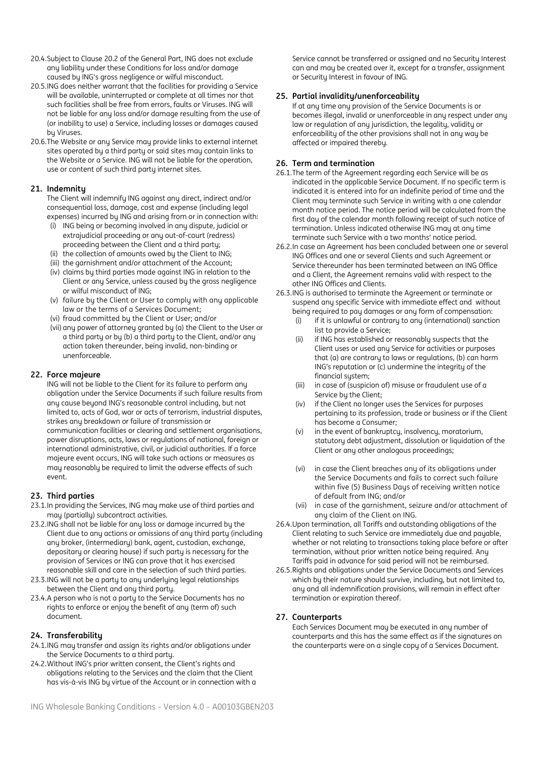20.4. Subject to Clause 20.2 of the General Part, ING does not exclude any liability under these Conditions for loss and/or damage caused by ING's gross negligence or wilful misconduct.

20.5. ING does neither warrant that the facilities for providing a Service will be available, uninterrupted or complete at all times nor that such facilities shall be free from errors, faults or Viruses. ING will not be liable for any loss and/or damage resulting from the use of (or inability to use) a Service, including losses or damages caused by Viruses.

20.6. The Website or any Service may provide links to external internet sites operated by a third party or said sites may contain links to the Website or a Service. ING will not be liable for the operation, use or content of such third party internet sites.

## 21. Indemnity

The Client will indemnify ING against any direct, indirect and/or consequential loss, damage, cost and expense (including legal expenses) incurred by ING and arising from or in connection with:

(i) ING being or becoming involved in any dispute, judicial or extrajudicial proceeding or any out-of-court (redress) proceeding between the Client and a third party;
(ii) the collection of amounts owed by the Client to ING;
(iii) the garnishment and/or attachment of the Account;
(iv) claims by third parties made against ING in relation to the Client or any Service, unless caused by the gross negligence or wilful misconduct of ING;
(v) failure by the Client or User to comply with any applicable law or the terms of a Services Document;
(vi) fraud committed by the Client or User; and/or
(vii) any power of attorney granted by (a) the Client to the User or a third party or by (b) a third party to the Client, and/or any action taken thereunder, being invalid, non-binding or unenforceable.

## 22. Force majeure

ING will not be liable to the Client for its failure to perform any obligation under the Service Documents if such failure results from any cause beyond ING's reasonable control including, but not limited to, acts of God, war or acts of terrorism, industrial disputes, strikes any breakdown or failure of transmission or communication facilities or clearing and settlement organisations, power disruptions, acts, laws or regulations of national, foreign or international administrative, civil, or judicial authorities. If a force majeure event occurs, ING will take such actions or measures as may reasonably be required to limit the adverse effects of such event.

## 23. Third parties

23.1. In providing the Services, ING may make use of third parties and may (partially) subcontract activities.

23.2. ING shall not be liable for any loss or damage incurred by the Client due to any actions or omissions of any third party (including any broker, (intermediary) bank, agent, custodian, exchange, depositary or clearing house) if such party is necessary for the provision of Services or ING can prove that it has exercised reasonable skill and care in the selection of such third parties.

23.3. ING will not be a party to any underlying legal relationships between the Client and any third party.

23.4. A person who is not a party to the Service Documents has no rights to enforce or enjoy the benefit of any (term of) such document.

## 24. Transferability

24.1. ING may transfer and assign its rights and/or obligations under the Service Documents to a third party.

24.2. Without ING's prior written consent, the Client's rights and obligations relating to the Services and the claim that the Client has vis-à-vis ING by virtue of the Account or in connection with a Service cannot be transferred or assigned and no Security Interest can and may be created over it, except for a transfer, assignment or Security Interest in favour of ING.

## 25. Partial invalidity/unenforceability

If at any time any provision of the Service Documents is or becomes illegal, invalid or unenforceable in any respect under any law or regulation of any jurisdiction, the legality, validity or enforceability of the other provisions shall not in any way be affected or impaired thereby.

## 26. Term and termination

26.1. The term of the Agreement regarding each Service will be as indicated in the applicable Service Document. If no specific term is indicated it is entered into for an indefinite period of time and the Client may terminate such Service in writing with a one calendar month notice period. The notice period will be calculated from the first day of the calendar month following receipt of such notice of termination. Unless indicated otherwise ING may at any time terminate such Service with a two months' notice period.

26.2. In case an Agreement has been concluded between one or several ING Offices and one or several Clients and such Agreement or Service thereunder has been terminated between an ING Office and a Client, the Agreement remains valid with respect to the other ING Offices and Clients.

26.3. ING is authorised to terminate the Agreement or terminate or suspend any specific Service with immediate effect and without being required to pay damages or any form of compensation:

(i) if it is unlawful or contrary to any (international) sanction list to provide a Service;
(ii) if ING has established or reasonably suspects that the Client uses or used any Service for activities or purposes that (a) are contrary to laws or regulations, (b) can harm ING's reputation or (c) undermine the integrity of the financial system;
(iii) in case of (suspicion of) misuse or fraudulent use of a Service by the Client;
(iv) if the Client no longer uses the Services for purposes pertaining to its profession, trade or business or if the Client has become a Consumer;
(v) in the event of bankruptcy, insolvency, moratorium, statutory debt adjustment, dissolution or liquidation of the Client or any other analogous proceedings;
(vi) in case the Client breaches any of its obligations under the Service Documents and fails to correct such failure within five (5) Business Days of receiving written notice of default from ING; and/or
(vii) in case of the garnishment, seizure and/or attachment of any claim of the Client on ING.

26.4. Upon termination, all Tariffs and outstanding obligations of the Client relating to such Service are immediately due and payable, whether or not relating to transactions taking place before or after termination, without prior written notice being required. Any Tariffs paid in advance for said period will not be reimbursed.

26.5. Rights and obligations under the Service Documents and Services which by their nature should survive, including, but not limited to, any and all indemnification provisions, will remain in effect after termination or expiration thereof.

## 27. Counterparts

Each Services Document may be executed in any number of counterparts and this has the same effect as if the signatures on the counterparts were on a single copy of a Services Document.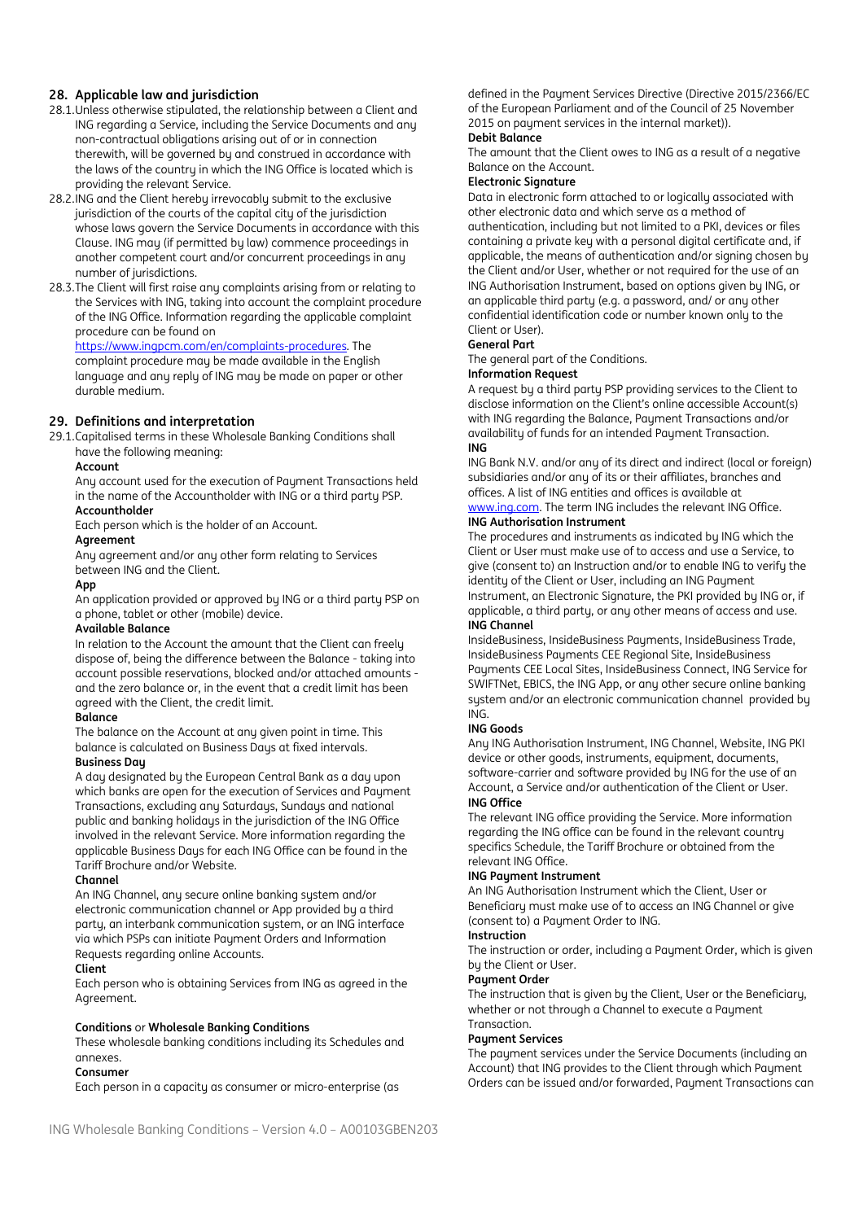## 28. Applicable law and jurisdiction

28.1. Unless otherwise stipulated, the relationship between a Client and ING regarding a Service, including the Service Documents and any non-contractual obligations arising out of or in connection therewith, will be governed by and construed in accordance with the laws of the country in which the ING Office is located which is providing the relevant Service.

28.2. ING and the Client hereby irrevocably submit to the exclusive jurisdiction of the courts of the capital city of the jurisdiction whose laws govern the Service Documents in accordance with this Clause. ING may (if permitted by law) commence proceedings in another competent court and/or concurrent proceedings in any number of jurisdictions.

28.3. The Client will first raise any complaints arising from or relating to the Services with ING, taking into account the complaint procedure of the ING Office. Information regarding the applicable complaint procedure can be found on https://www.ingpcm.com/en/complaints-procedures. The complaint procedure may be made available in the English language and any reply of ING may be made on paper or other durable medium.

## 29. Definitions and interpretation

29.1. Capitalised terms in these Wholesale Banking Conditions shall have the following meaning:

**Account**
Any account used for the execution of Payment Transactions held in the name of the Accountholder with ING or a third party PSP.

**Accountholder**
Each person which is the holder of an Account.

**Agreement**
Any agreement and/or any other form relating to Services between ING and the Client.

**App**
An application provided or approved by ING or a third party PSP on a phone, tablet or other (mobile) device.

**Available Balance**
In relation to the Account the amount that the Client can freely dispose of, being the difference between the Balance - taking into account possible reservations, blocked and/or attached amounts - and the zero balance or, in the event that a credit limit has been agreed with the Client, the credit limit.

**Balance**
The balance on the Account at any given point in time. This balance is calculated on Business Days at fixed intervals.

**Business Day**
A day designated by the European Central Bank as a day upon which banks are open for the execution of Services and Payment Transactions, excluding any Saturdays, Sundays and national public and banking holidays in the jurisdiction of the ING Office involved in the relevant Service. More information regarding the applicable Business Days for each ING Office can be found in the Tariff Brochure and/or Website.

**Channel**
An ING Channel, any secure online banking system and/or electronic communication channel or App provided by a third party, an interbank communication system, or an ING interface via which PSPs can initiate Payment Orders and Information Requests regarding online Accounts.

**Client**
Each person who is obtaining Services from ING as agreed in the Agreement.

**Conditions** or **Wholesale Banking Conditions**
These wholesale banking conditions including its Schedules and annexes.

**Consumer**
Each person in a capacity as consumer or micro-enterprise (as defined in the Payment Services Directive (Directive 2015/2366/EC of the European Parliament and of the Council of 25 November 2015 on payment services in the internal market)).

**Debit Balance**
The amount that the Client owes to ING as a result of a negative Balance on the Account.

**Electronic Signature**
Data in electronic form attached to or logically associated with other electronic data and which serve as a method of authentication, including but not limited to a PKI, devices or files containing a private key with a personal digital certificate and, if applicable, the means of authentication and/or signing chosen by the Client and/or User, whether or not required for the use of an ING Authorisation Instrument, based on options given by ING, or an applicable third party (e.g. a password, and/ or any other confidential identification code or number known only to the Client or User).

**General Part**
The general part of the Conditions.

**Information Request**
A request by a third party PSP providing services to the Client to disclose information on the Client's online accessible Account(s) with ING regarding the Balance, Payment Transactions and/or availability of funds for an intended Payment Transaction.

**ING**
ING Bank N.V. and/or any of its direct and indirect (local or foreign) subsidiaries and/or any of its or their affiliates, branches and offices. A list of ING entities and offices is available at www.ing.com. The term ING includes the relevant ING Office.

**ING Authorisation Instrument**
The procedures and instruments as indicated by ING which the Client or User must make use of to access and use a Service, to give (consent to) an Instruction and/or to enable ING to verify the identity of the Client or User, including an ING Payment Instrument, an Electronic Signature, the PKI provided by ING or, if applicable, a third party, or any other means of access and use.

**ING Channel**
InsideBusiness, InsideBusiness Payments, InsideBusiness Trade, InsideBusiness Payments CEE Regional Site, InsideBusiness Payments CEE Local Sites, InsideBusiness Connect, ING Service for SWIFTNet, EBICS, the ING App, or any other secure online banking system and/or an electronic communication channel provided by ING.

**ING Goods**
Any ING Authorisation Instrument, ING Channel, Website, ING PKI device or other goods, instruments, equipment, documents, software-carrier and software provided by ING for the use of an Account, a Service and/or authentication of the Client or User.

**ING Office**
The relevant ING office providing the Service. More information regarding the ING office can be found in the relevant country specifics Schedule, the Tariff Brochure or obtained from the relevant ING Office.

**ING Payment Instrument**
An ING Authorisation Instrument which the Client, User or Beneficiary must make use of to access an ING Channel or give (consent to) a Payment Order to ING.

**Instruction**
The instruction or order, including a Payment Order, which is given by the Client or User.

**Payment Order**
The instruction that is given by the Client, User or the Beneficiary, whether or not through a Channel to execute a Payment Transaction.

**Payment Services**
The payment services under the Service Documents (including an Account) that ING provides to the Client through which Payment Orders can be issued and/or forwarded, Payment Transactions can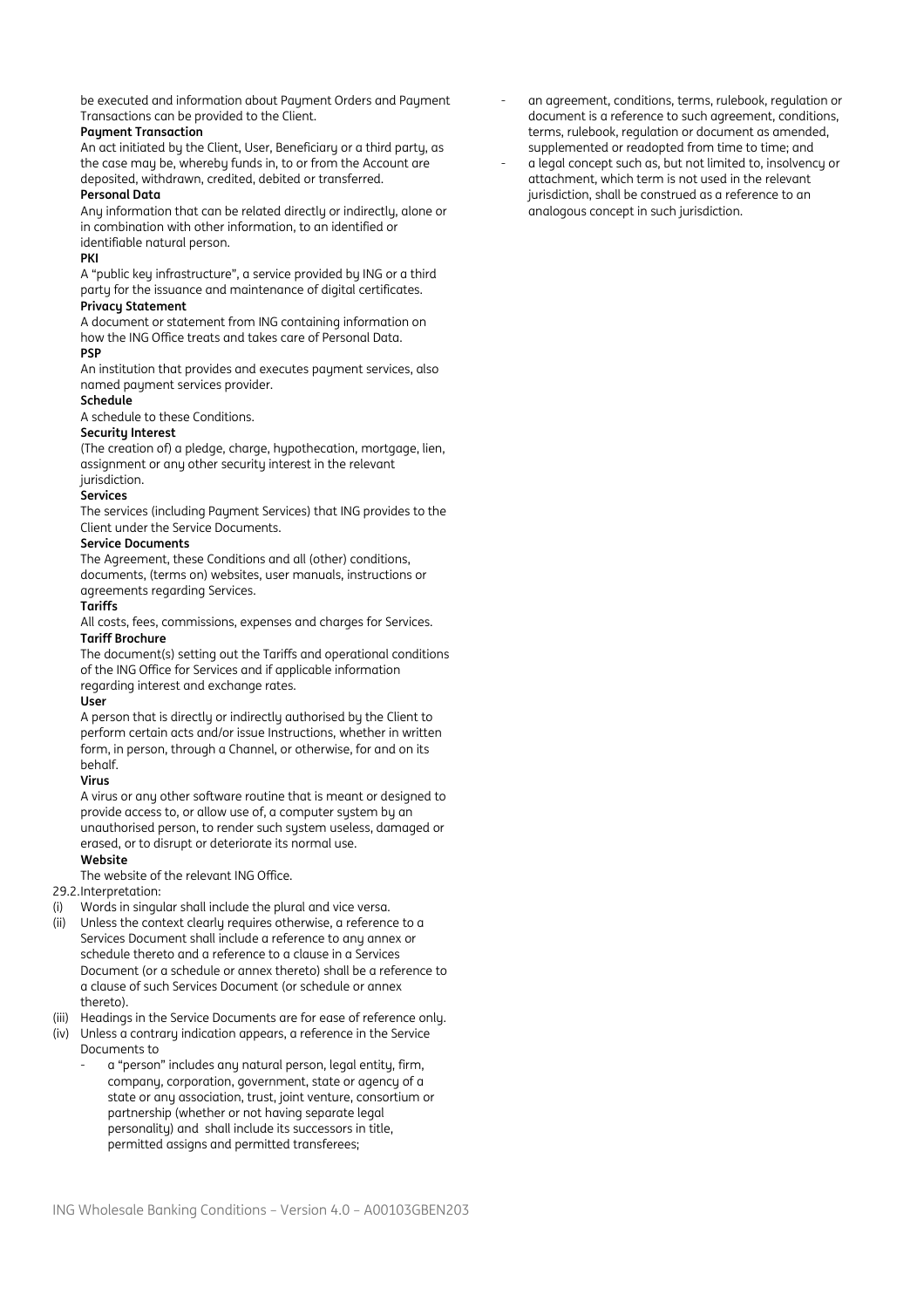be executed and information about Payment Orders and Payment Transactions can be provided to the Client.

**Payment Transaction**
An act initiated by the Client, User, Beneficiary or a third party, as the case may be, whereby funds in, to or from the Account are deposited, withdrawn, credited, debited or transferred.

**Personal Data**
Any information that can be related directly or indirectly, alone or in combination with other information, to an identified or identifiable natural person.

**PKI**
A "public key infrastructure", a service provided by ING or a third party for the issuance and maintenance of digital certificates.

**Privacy Statement**
A document or statement from ING containing information on how the ING Office treats and takes care of Personal Data.

**PSP**
An institution that provides and executes payment services, also named payment services provider.

**Schedule**
A schedule to these Conditions.

**Security Interest**
(The creation of) a pledge, charge, hypothecation, mortgage, lien, assignment or any other security interest in the relevant jurisdiction.

**Services**
The services (including Payment Services) that ING provides to the Client under the Service Documents.

**Service Documents**
The Agreement, these Conditions and all (other) conditions, documents, (terms on) websites, user manuals, instructions or agreements regarding Services.

**Tariffs**
All costs, fees, commissions, expenses and charges for Services.

**Tariff Brochure**
The document(s) setting out the Tariffs and operational conditions of the ING Office for Services and if applicable information regarding interest and exchange rates.

**User**
A person that is directly or indirectly authorised by the Client to perform certain acts and/or issue Instructions, whether in written form, in person, through a Channel, or otherwise, for and on its behalf.

**Virus**
A virus or any other software routine that is meant or designed to provide access to, or allow use of, a computer system by an unauthorised person, to render such system useless, damaged or erased, or to disrupt or deteriorate its normal use.

**Website**
The website of the relevant ING Office.

29.2. Interpretation:

(i) Words in singular shall include the plural and vice versa.

(ii) Unless the context clearly requires otherwise, a reference to a Services Document shall include a reference to any annex or schedule thereto and a reference to a clause in a Services Document (or a schedule or annex thereto) shall be a reference to a clause of such Services Document (or schedule or annex thereto).

(iii) Headings in the Service Documents are for ease of reference only.

(iv) Unless a contrary indication appears, a reference in the Service Documents to
- a "person" includes any natural person, legal entity, firm, company, corporation, government, state or agency of a state or any association, trust, joint venture, consortium or partnership (whether or not having separate legal personality) and shall include its successors in title, permitted assigns and permitted transferees;
- an agreement, conditions, terms, rulebook, regulation or document is a reference to such agreement, conditions, terms, rulebook, regulation or document as amended, supplemented or readopted from time to time; and
- a legal concept such as, but not limited to, insolvency or attachment, which term is not used in the relevant jurisdiction, shall be construed as a reference to an analogous concept in such jurisdiction.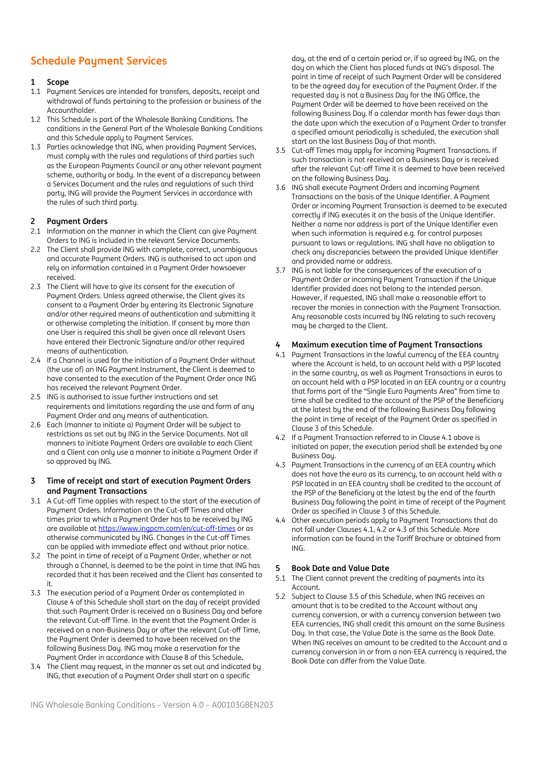# Schedule Payment Services

## 1 Scope

1.1 Payment Services are intended for transfers, deposits, receipt and withdrawal of funds pertaining to the profession or business of the Accountholder.

1.2 This Schedule is part of the Wholesale Banking Conditions. The conditions in the General Part of the Wholesale Banking Conditions and this Schedule apply to Payment Services.

1.3 Parties acknowledge that ING, when providing Payment Services, must comply with the rules and regulations of third parties such as the European Payments Council or any other relevant payment scheme, authority or body. In the event of a discrepancy between a Services Document and the rules and regulations of such third party, ING will provide the Payment Services in accordance with the rules of such third party.

## 2 Payment Orders

2.1 Information on the manner in which the Client can give Payment Orders to ING is included in the relevant Service Documents.

2.2 The Client shall provide ING with complete, correct, unambiguous and accurate Payment Orders. ING is authorised to act upon and rely on information contained in a Payment Order howsoever received.

2.3 The Client will have to give its consent for the execution of Payment Orders. Unless agreed otherwise, the Client gives its consent to a Payment Order by entering its Electronic Signature and/or other required means of authentication and submitting it or otherwise completing the initiation. If consent by more than one User is required this shall be given once all relevant Users have entered their Electronic Signature and/or other required means of authentication.

2.4 If a Channel is used for the initiation of a Payment Order without (the use of) an ING Payment Instrument, the Client is deemed to have consented to the execution of the Payment Order once ING has received the relevant Payment Order.

2.5 ING is authorised to issue further instructions and set requirements and limitations regarding the use and form of any Payment Order and any means of authentication.

2.6 Each (manner to initiate a) Payment Order will be subject to restrictions as set out by ING in the Service Documents. Not all manners to initiate Payment Orders are available to each Client and a Client can only use a manner to initiate a Payment Order if so approved by ING.

## 3 Time of receipt and start of execution Payment Orders and Payment Transactions

3.1 A Cut-off Time applies with respect to the start of the execution of Payment Orders. Information on the Cut-off Times and other times prior to which a Payment Order has to be received by ING are available at https://www.ingpcm.com/en/cut-off-times or as otherwise communicated by ING. Changes in the Cut-off Times can be applied with immediate effect and without prior notice.

3.2 The point in time of receipt of a Payment Order, whether or not through a Channel, is deemed to be the point in time that ING has recorded that it has been received and the Client has consented to it.

3.3 The execution period of a Payment Order as contemplated in Clause 4 of this Schedule shall start on the day of receipt provided that such Payment Order is received on a Business Day and before the relevant Cut-off Time. In the event that the Payment Order is received on a non-Business Day or after the relevant Cut-off Time, the Payment Order is deemed to have been received on the following Business Day. ING may make a reservation for the Payment Order in accordance with Clause 8 of this Schedule**.**

3.4 The Client may request, in the manner as set out and indicated by ING, that execution of a Payment Order shall start on a specific day, at the end of a certain period or, if so agreed by ING, on the day on which the Client has placed funds at ING's disposal. The point in time of receipt of such Payment Order will be considered to be the agreed day for execution of the Payment Order. If the requested day is not a Business Day for the ING Office, the Payment Order will be deemed to have been received on the following Business Day. If a calendar month has fewer days than the date upon which the execution of a Payment Order to transfer a specified amount periodically is scheduled, the execution shall start on the last Business Day of that month.

3.5 Cut-off Times may apply for incoming Payment Transactions. If such transaction is not received on a Business Day or is received after the relevant Cut-off Time it is deemed to have been received on the following Business Day.

3.6 ING shall execute Payment Orders and incoming Payment Transactions on the basis of the Unique Identifier. A Payment Order or incoming Payment Transaction is deemed to be executed correctly if ING executes it on the basis of the Unique Identifier. Neither a name nor address is part of the Unique Identifier even when such information is required e.g. for control purposes pursuant to laws or regulations. ING shall have no obligation to check any discrepancies between the provided Unique Identifier and provided name or address.

3.7 ING is not liable for the consequences of the execution of a Payment Order or incoming Payment Transaction if the Unique Identifier provided does not belong to the intended person. However, if requested, ING shall make a reasonable effort to recover the monies in connection with the Payment Transaction. Any reasonable costs incurred by ING relating to such recovery may be charged to the Client.

## 4 Maximum execution time of Payment Transactions

4.1 Payment Transactions in the lawful currency of the EEA country where the Account is held, to an account held with a PSP located in the same country, as well as Payment Transactions in euros to an account held with a PSP located in an EEA country or a country that forms part of the "Single Euro Payments Area" from time to time shall be credited to the account of the PSP of the Beneficiary at the latest by the end of the following Business Day following the point in time of receipt of the Payment Order as specified in Clause 3 of this Schedule.

4.2 If a Payment Transaction referred to in Clause 4.1 above is initiated on paper, the execution period shall be extended by one Business Day.

4.3 Payment Transactions in the currency of an EEA country which does not have the euro as its currency, to an account held with a PSP located in an EEA country shall be credited to the account of the PSP of the Beneficiary at the latest by the end of the fourth Business Day following the point in time of receipt of the Payment Order as specified in Clause 3 of this Schedule.

4.4 Other execution periods apply to Payment Transactions that do not fall under Clauses 4.1, 4.2 or 4.3 of this Schedule. More information can be found in the Tariff Brochure or obtained from ING.

## 5 Book Date and Value Date

5.1 The Client cannot prevent the crediting of payments into its Account.

5.2 Subject to Clause 3.5 of this Schedule, when ING receives an amount that is to be credited to the Account without any currency conversion, or with a currency conversion between two EEA currencies, ING shall credit this amount on the same Business Day. In that case, the Value Date is the same as the Book Date. When ING receives an amount to be credited to the Account and a currency conversion in or from a non-EEA currency is required, the Book Date can differ from the Value Date.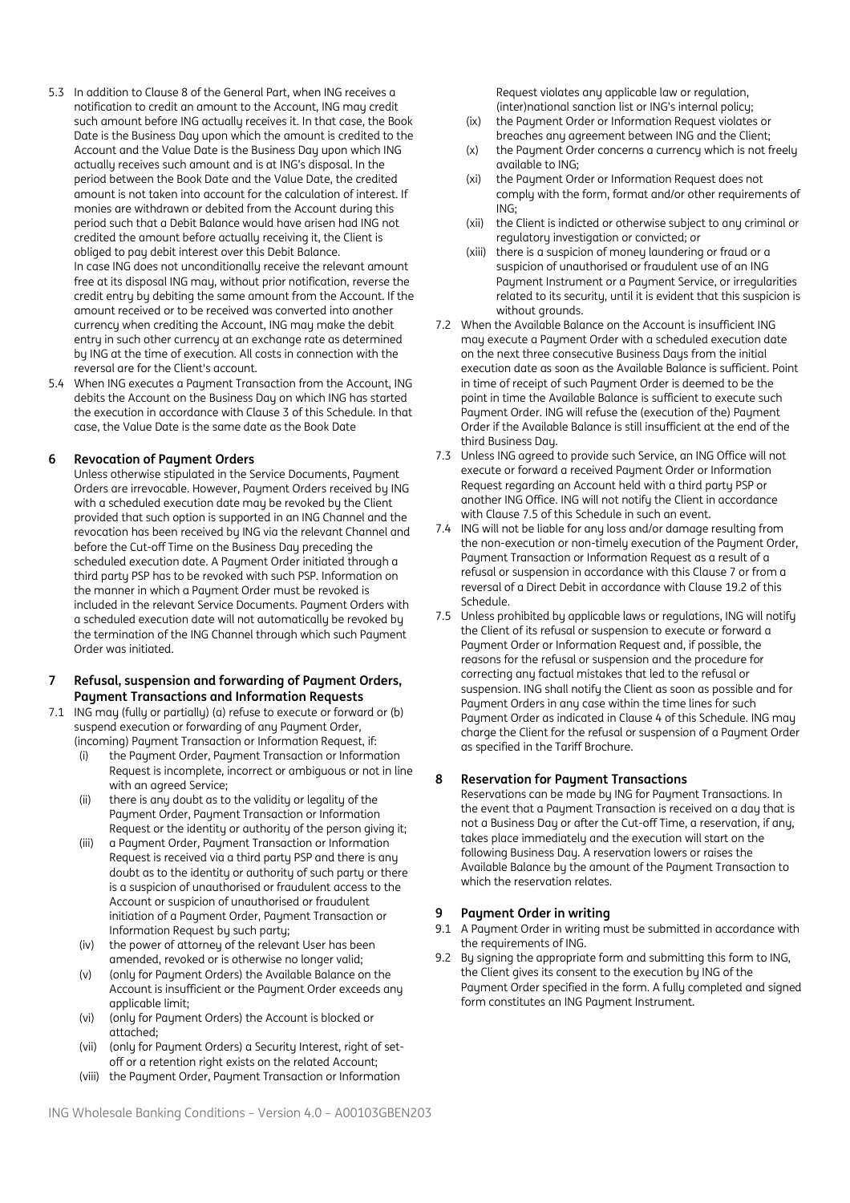5.3 In addition to Clause 8 of the General Part, when ING receives a notification to credit an amount to the Account, ING may credit such amount before ING actually receives it. In that case, the Book Date is the Business Day upon which the amount is credited to the Account and the Value Date is the Business Day upon which ING actually receives such amount and is at ING's disposal. In the period between the Book Date and the Value Date, the credited amount is not taken into account for the calculation of interest. If monies are withdrawn or debited from the Account during this period such that a Debit Balance would have arisen had ING not credited the amount before actually receiving it, the Client is obliged to pay debit interest over this Debit Balance.
In case ING does not unconditionally receive the relevant amount free at its disposal ING may, without prior notification, reverse the credit entry by debiting the same amount from the Account. If the amount received or to be received was converted into another currency when crediting the Account, ING may make the debit entry in such other currency at an exchange rate as determined by ING at the time of execution. All costs in connection with the reversal are for the Client's account.

5.4 When ING executes a Payment Transaction from the Account, ING debits the Account on the Business Day on which ING has started the execution in accordance with Clause 3 of this Schedule. In that case, the Value Date is the same date as the Book Date

## 6 Revocation of Payment Orders

Unless otherwise stipulated in the Service Documents, Payment Orders are irrevocable. However, Payment Orders received by ING with a scheduled execution date may be revoked by the Client provided that such option is supported in an ING Channel and the revocation has been received by ING via the relevant Channel and before the Cut-off Time on the Business Day preceding the scheduled execution date. A Payment Order initiated through a third party PSP has to be revoked with such PSP. Information on the manner in which a Payment Order must be revoked is included in the relevant Service Documents. Payment Orders with a scheduled execution date will not automatically be revoked by the termination of the ING Channel through which such Payment Order was initiated.

## 7 Refusal, suspension and forwarding of Payment Orders, Payment Transactions and Information Requests

7.1 ING may (fully or partially) (a) refuse to execute or forward or (b) suspend execution or forwarding of any Payment Order, (incoming) Payment Transaction or Information Request, if:
   (i) the Payment Order, Payment Transaction or Information Request is incomplete, incorrect or ambiguous or not in line with an agreed Service;
   (ii) there is any doubt as to the validity or legality of the Payment Order, Payment Transaction or Information Request or the identity or authority of the person giving it;
   (iii) a Payment Order, Payment Transaction or Information Request is received via a third party PSP and there is any doubt as to the identity or authority of such party or there is a suspicion of unauthorised or fraudulent access to the Account or suspicion of unauthorised or fraudulent initiation of a Payment Order, Payment Transaction or Information Request by such party;
   (iv) the power of attorney of the relevant User has been amended, revoked or is otherwise no longer valid;
   (v) (only for Payment Orders) the Available Balance on the Account is insufficient or the Payment Order exceeds any applicable limit;
   (vi) (only for Payment Orders) the Account is blocked or attached;
   (vii) (only for Payment Orders) a Security Interest, right of set-off or a retention right exists on the related Account;
   (viii) the Payment Order, Payment Transaction or Information Request violates any applicable law or regulation, (inter)national sanction list or ING's internal policy;
   (ix) the Payment Order or Information Request violates or breaches any agreement between ING and the Client;
   (x) the Payment Order concerns a currency which is not freely available to ING;
   (xi) the Payment Order or Information Request does not comply with the form, format and/or other requirements of ING;
   (xii) the Client is indicted or otherwise subject to any criminal or regulatory investigation or convicted; or
   (xiii) there is a suspicion of money laundering or fraud or a suspicion of unauthorised or fraudulent use of an ING Payment Instrument or a Payment Service, or irregularities related to its security, until it is evident that this suspicion is without grounds.

7.2 When the Available Balance on the Account is insufficient ING may execute a Payment Order with a scheduled execution date on the next three consecutive Business Days from the initial execution date as soon as the Available Balance is sufficient. Point in time of receipt of such Payment Order is deemed to be the point in time the Available Balance is sufficient to execute such Payment Order. ING will refuse the (execution of the) Payment Order if the Available Balance is still insufficient at the end of the third Business Day.

7.3 Unless ING agreed to provide such Service, an ING Office will not execute or forward a received Payment Order or Information Request regarding an Account held with a third party PSP or another ING Office. ING will not notify the Client in accordance with Clause 7.5 of this Schedule in such an event.

7.4 ING will not be liable for any loss and/or damage resulting from the non-execution or non-timely execution of the Payment Order, Payment Transaction or Information Request as a result of a refusal or suspension in accordance with this Clause 7 or from a reversal of a Direct Debit in accordance with Clause 19.2 of this Schedule.

7.5 Unless prohibited by applicable laws or regulations, ING will notify the Client of its refusal or suspension to execute or forward a Payment Order or Information Request and, if possible, the reasons for the refusal or suspension and the procedure for correcting any factual mistakes that led to the refusal or suspension. ING shall notify the Client as soon as possible and for Payment Orders in any case within the time lines for such Payment Order as indicated in Clause 4 of this Schedule. ING may charge the Client for the refusal or suspension of a Payment Order as specified in the Tariff Brochure.

## 8 Reservation for Payment Transactions

Reservations can be made by ING for Payment Transactions. In the event that a Payment Transaction is received on a day that is not a Business Day or after the Cut-off Time, a reservation, if any, takes place immediately and the execution will start on the following Business Day. A reservation lowers or raises the Available Balance by the amount of the Payment Transaction to which the reservation relates.

## 9 Payment Order in writing

9.1 A Payment Order in writing must be submitted in accordance with the requirements of ING.

9.2 By signing the appropriate form and submitting this form to ING, the Client gives its consent to the execution by ING of the Payment Order specified in the form. A fully completed and signed form constitutes an ING Payment Instrument.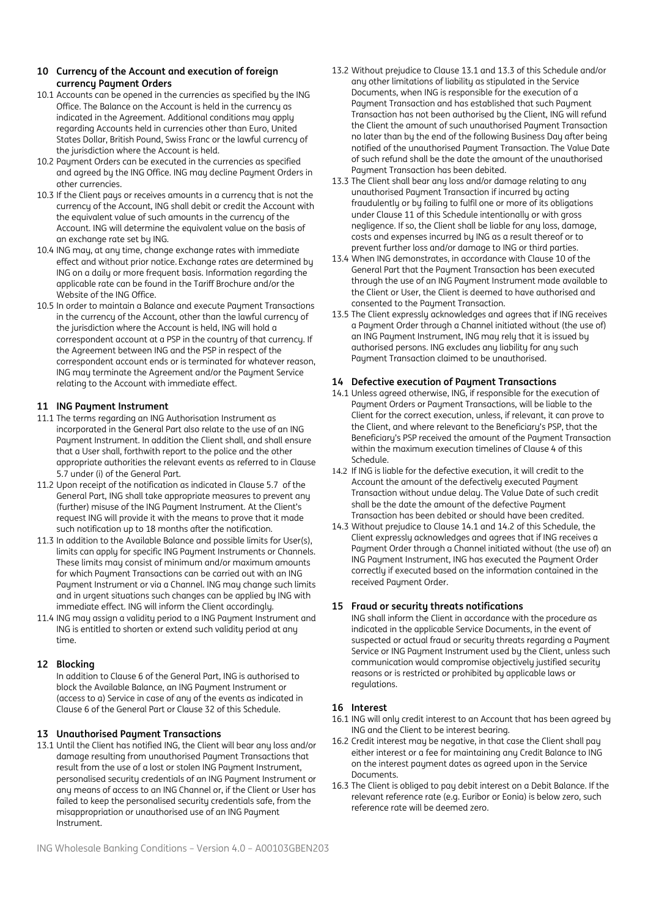## 10 Currency of the Account and execution of foreign currency Payment Orders

10.1 Accounts can be opened in the currencies as specified by the ING Office. The Balance on the Account is held in the currency as indicated in the Agreement. Additional conditions may apply regarding Accounts held in currencies other than Euro, United States Dollar, British Pound, Swiss Franc or the lawful currency of the jurisdiction where the Account is held.

10.2 Payment Orders can be executed in the currencies as specified and agreed by the ING Office. ING may decline Payment Orders in other currencies.

10.3 If the Client pays or receives amounts in a currency that is not the currency of the Account, ING shall debit or credit the Account with the equivalent value of such amounts in the currency of the Account. ING will determine the equivalent value on the basis of an exchange rate set by ING.

10.4 ING may, at any time, change exchange rates with immediate effect and without prior notice. Exchange rates are determined by ING on a daily or more frequent basis. Information regarding the applicable rate can be found in the Tariff Brochure and/or the Website of the ING Office.

10.5 In order to maintain a Balance and execute Payment Transactions in the currency of the Account, other than the lawful currency of the jurisdiction where the Account is held, ING will hold a correspondent account at a PSP in the country of that currency. If the Agreement between ING and the PSP in respect of the correspondent account ends or is terminated for whatever reason, ING may terminate the Agreement and/or the Payment Service relating to the Account with immediate effect.

## 11 ING Payment Instrument

11.1 The terms regarding an ING Authorisation Instrument as incorporated in the General Part also relate to the use of an ING Payment Instrument. In addition the Client shall, and shall ensure that a User shall, forthwith report to the police and the other appropriate authorities the relevant events as referred to in Clause 5.7 under (i) of the General Part.

11.2 Upon receipt of the notification as indicated in Clause 5.7 of the General Part, ING shall take appropriate measures to prevent any (further) misuse of the ING Payment Instrument. At the Client's request ING will provide it with the means to prove that it made such notification up to 18 months after the notification.

11.3 In addition to the Available Balance and possible limits for User(s), limits can apply for specific ING Payment Instruments or Channels. These limits may consist of minimum and/or maximum amounts for which Payment Transactions can be carried out with an ING Payment Instrument or via a Channel. ING may change such limits and in urgent situations such changes can be applied by ING with immediate effect. ING will inform the Client accordingly.

11.4 ING may assign a validity period to a ING Payment Instrument and ING is entitled to shorten or extend such validity period at any time.

## 12 Blocking

In addition to Clause 6 of the General Part, ING is authorised to block the Available Balance, an ING Payment Instrument or (access to a) Service in case of any of the events as indicated in Clause 6 of the General Part or Clause 32 of this Schedule.

## 13 Unauthorised Payment Transactions

13.1 Until the Client has notified ING, the Client will bear any loss and/or damage resulting from unauthorised Payment Transactions that result from the use of a lost or stolen ING Payment Instrument, personalised security credentials of an ING Payment Instrument or any means of access to an ING Channel or, if the Client or User has failed to keep the personalised security credentials safe, from the misappropriation or unauthorised use of an ING Payment Instrument.

13.2 Without prejudice to Clause 13.1 and 13.3 of this Schedule and/or any other limitations of liability as stipulated in the Service Documents, when ING is responsible for the execution of a Payment Transaction and has established that such Payment Transaction has not been authorised by the Client, ING will refund the Client the amount of such unauthorised Payment Transaction no later than by the end of the following Business Day after being notified of the unauthorised Payment Transaction. The Value Date of such refund shall be the date the amount of the unauthorised Payment Transaction has been debited.

13.3 The Client shall bear any loss and/or damage relating to any unauthorised Payment Transaction if incurred by acting fraudulently or by failing to fulfil one or more of its obligations under Clause 11 of this Schedule intentionally or with gross negligence. If so, the Client shall be liable for any loss, damage, costs and expenses incurred by ING as a result thereof or to prevent further loss and/or damage to ING or third parties.

13.4 When ING demonstrates, in accordance with Clause 10 of the General Part that the Payment Transaction has been executed through the use of an ING Payment Instrument made available to the Client or User, the Client is deemed to have authorised and consented to the Payment Transaction.

13.5 The Client expressly acknowledges and agrees that if ING receives a Payment Order through a Channel initiated without (the use of) an ING Payment Instrument, ING may rely that it is issued by authorised persons. ING excludes any liability for any such Payment Transaction claimed to be unauthorised.

## 14 Defective execution of Payment Transactions

14.1 Unless agreed otherwise, ING, if responsible for the execution of Payment Orders or Payment Transactions, will be liable to the Client for the correct execution, unless, if relevant, it can prove to the Client, and where relevant to the Beneficiary's PSP, that the Beneficiary's PSP received the amount of the Payment Transaction within the maximum execution timelines of Clause 4 of this Schedule.

14.2 If ING is liable for the defective execution, it will credit to the Account the amount of the defectively executed Payment Transaction without undue delay. The Value Date of such credit shall be the date the amount of the defective Payment Transaction has been debited or should have been credited.

14.3 Without prejudice to Clause 14.1 and 14.2 of this Schedule, the Client expressly acknowledges and agrees that if ING receives a Payment Order through a Channel initiated without (the use of) an ING Payment Instrument, ING has executed the Payment Order correctly if executed based on the information contained in the received Payment Order.

## 15 Fraud or security threats notifications

ING shall inform the Client in accordance with the procedure as indicated in the applicable Service Documents, in the event of suspected or actual fraud or security threats regarding a Payment Service or ING Payment Instrument used by the Client, unless such communication would compromise objectively justified security reasons or is restricted or prohibited by applicable laws or regulations.

## 16 Interest

16.1 ING will only credit interest to an Account that has been agreed by ING and the Client to be interest bearing.

16.2 Credit interest may be negative, in that case the Client shall pay either interest or a fee for maintaining any Credit Balance to ING on the interest payment dates as agreed upon in the Service Documents.

16.3 The Client is obliged to pay debit interest on a Debit Balance. If the relevant reference rate (e.g. Euribor or Eonia) is below zero, such reference rate will be deemed zero.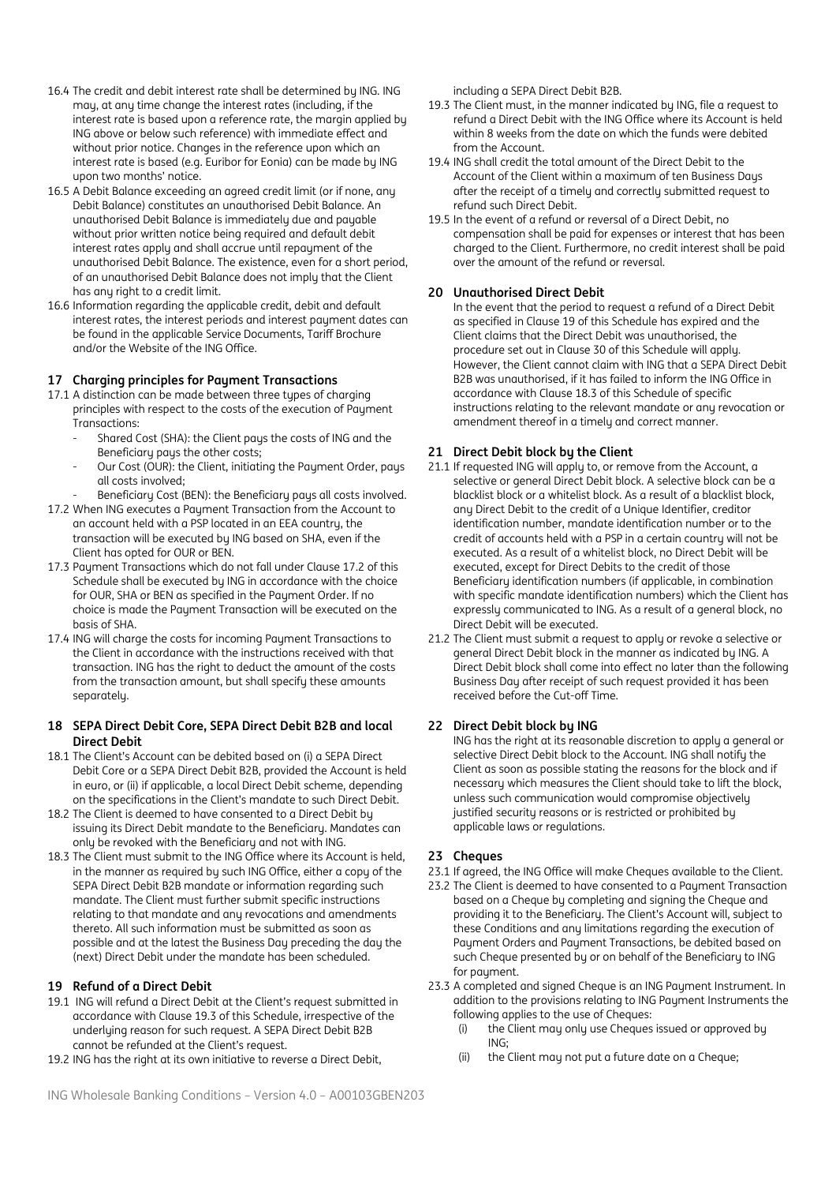16.4 The credit and debit interest rate shall be determined by ING. ING may, at any time change the interest rates (including, if the interest rate is based upon a reference rate, the margin applied by ING above or below such reference) with immediate effect and without prior notice. Changes in the reference upon which an interest rate is based (e.g. Euribor for Eonia) can be made by ING upon two months' notice.

16.5 A Debit Balance exceeding an agreed credit limit (or if none, any Debit Balance) constitutes an unauthorised Debit Balance. An unauthorised Debit Balance is immediately due and payable without prior written notice being required and default debit interest rates apply and shall accrue until repayment of the unauthorised Debit Balance. The existence, even for a short period, of an unauthorised Debit Balance does not imply that the Client has any right to a credit limit.

16.6 Information regarding the applicable credit, debit and default interest rates, the interest periods and interest payment dates can be found in the applicable Service Documents, Tariff Brochure and/or the Website of the ING Office.

## 17 Charging principles for Payment Transactions

17.1 A distinction can be made between three types of charging principles with respect to the costs of the execution of Payment Transactions:
- Shared Cost (SHA): the Client pays the costs of ING and the Beneficiary pays the other costs;
- Our Cost (OUR): the Client, initiating the Payment Order, pays all costs involved;
- Beneficiary Cost (BEN): the Beneficiary pays all costs involved.

17.2 When ING executes a Payment Transaction from the Account to an account held with a PSP located in an EEA country, the transaction will be executed by ING based on SHA, even if the Client has opted for OUR or BEN.

17.3 Payment Transactions which do not fall under Clause 17.2 of this Schedule shall be executed by ING in accordance with the choice for OUR, SHA or BEN as specified in the Payment Order. If no choice is made the Payment Transaction will be executed on the basis of SHA.

17.4 ING will charge the costs for incoming Payment Transactions to the Client in accordance with the instructions received with that transaction. ING has the right to deduct the amount of the costs from the transaction amount, but shall specify these amounts separately.

## 18 SEPA Direct Debit Core, SEPA Direct Debit B2B and local Direct Debit

18.1 The Client's Account can be debited based on (i) a SEPA Direct Debit Core or a SEPA Direct Debit B2B, provided the Account is held in euro, or (ii) if applicable, a local Direct Debit scheme, depending on the specifications in the Client's mandate to such Direct Debit.

18.2 The Client is deemed to have consented to a Direct Debit by issuing its Direct Debit mandate to the Beneficiary. Mandates can only be revoked with the Beneficiary and not with ING.

18.3 The Client must submit to the ING Office where its Account is held, in the manner as required by such ING Office, either a copy of the SEPA Direct Debit B2B mandate or information regarding such mandate. The Client must further submit specific instructions relating to that mandate and any revocations and amendments thereto. All such information must be submitted as soon as possible and at the latest the Business Day preceding the day the (next) Direct Debit under the mandate has been scheduled.

## 19 Refund of a Direct Debit

19.1 ING will refund a Direct Debit at the Client's request submitted in accordance with Clause 19.3 of this Schedule, irrespective of the underlying reason for such request. A SEPA Direct Debit B2B cannot be refunded at the Client's request.

19.2 ING has the right at its own initiative to reverse a Direct Debit, including a SEPA Direct Debit B2B.

19.3 The Client must, in the manner indicated by ING, file a request to refund a Direct Debit with the ING Office where its Account is held within 8 weeks from the date on which the funds were debited from the Account.

19.4 ING shall credit the total amount of the Direct Debit to the Account of the Client within a maximum of ten Business Days after the receipt of a timely and correctly submitted request to refund such Direct Debit.

19.5 In the event of a refund or reversal of a Direct Debit, no compensation shall be paid for expenses or interest that has been charged to the Client. Furthermore, no credit interest shall be paid over the amount of the refund or reversal.

## 20 Unauthorised Direct Debit

In the event that the period to request a refund of a Direct Debit as specified in Clause 19 of this Schedule has expired and the Client claims that the Direct Debit was unauthorised, the procedure set out in Clause 30 of this Schedule will apply. However, the Client cannot claim with ING that a SEPA Direct Debit B2B was unauthorised, if it has failed to inform the ING Office in accordance with Clause 18.3 of this Schedule of specific instructions relating to the relevant mandate or any revocation or amendment thereof in a timely and correct manner.

## 21 Direct Debit block by the Client

21.1 If requested ING will apply to, or remove from the Account, a selective or general Direct Debit block. A selective block can be a blacklist block or a whitelist block. As a result of a blacklist block, any Direct Debit to the credit of a Unique Identifier, creditor identification number, mandate identification number or to the credit of accounts held with a PSP in a certain country will not be executed. As a result of a whitelist block, no Direct Debit will be executed, except for Direct Debits to the credit of those Beneficiary identification numbers (if applicable, in combination with specific mandate identification numbers) which the Client has expressly communicated to ING. As a result of a general block, no Direct Debit will be executed.

21.2 The Client must submit a request to apply or revoke a selective or general Direct Debit block in the manner as indicated by ING. A Direct Debit block shall come into effect no later than the following Business Day after receipt of such request provided it has been received before the Cut-off Time.

## 22 Direct Debit block by ING

ING has the right at its reasonable discretion to apply a general or selective Direct Debit block to the Account. ING shall notify the Client as soon as possible stating the reasons for the block and if necessary which measures the Client should take to lift the block, unless such communication would compromise objectively justified security reasons or is restricted or prohibited by applicable laws or regulations.

## 23 Cheques

23.1 If agreed, the ING Office will make Cheques available to the Client.

23.2 The Client is deemed to have consented to a Payment Transaction based on a Cheque by completing and signing the Cheque and providing it to the Beneficiary. The Client's Account will, subject to these Conditions and any limitations regarding the execution of Payment Orders and Payment Transactions, be debited based on such Cheque presented by or on behalf of the Beneficiary to ING for payment.

23.3 A completed and signed Cheque is an ING Payment Instrument. In addition to the provisions relating to ING Payment Instruments the following applies to the use of Cheques:
- (i) the Client may only use Cheques issued or approved by ING;
- (ii) the Client may not put a future date on a Cheque;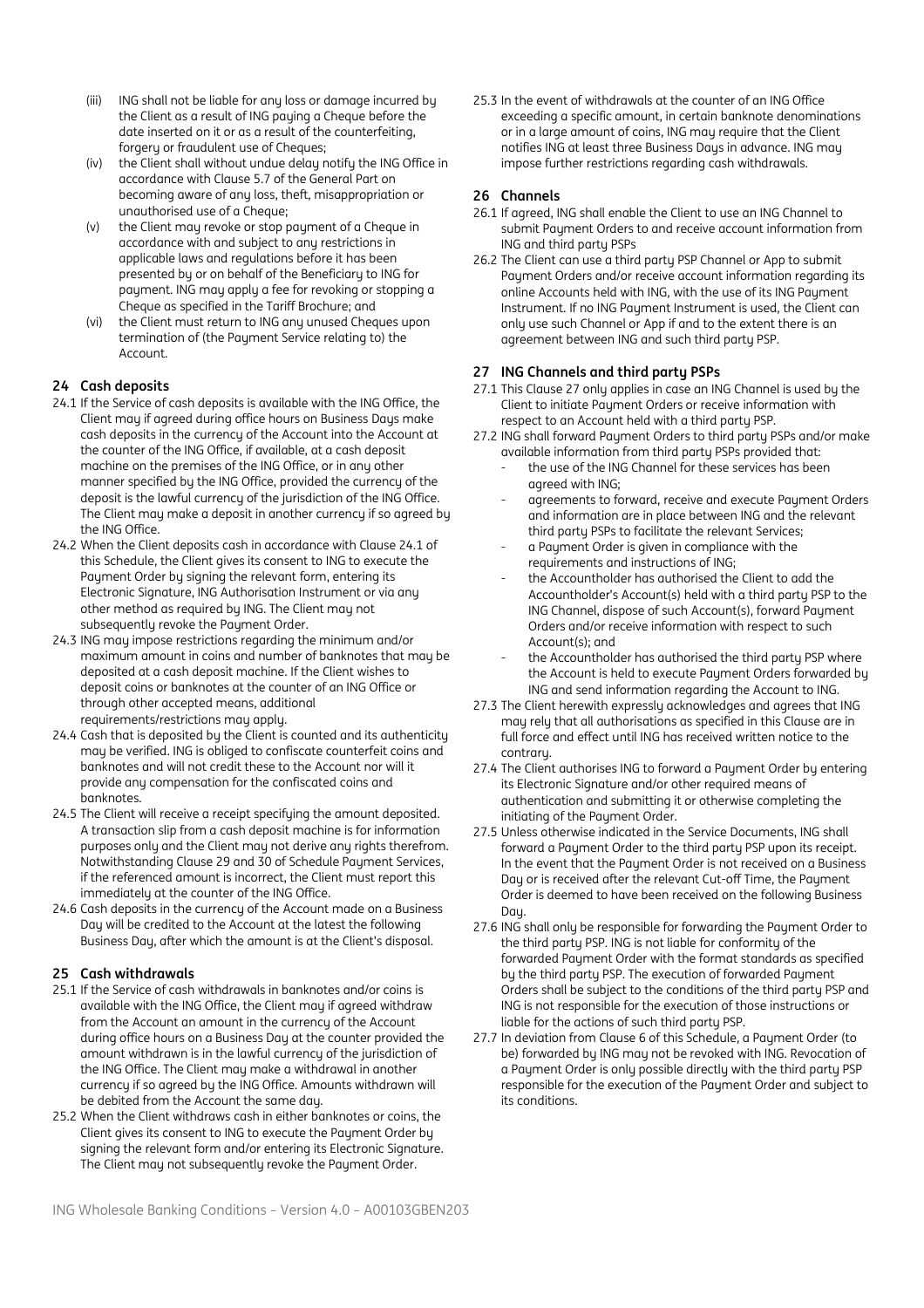(iii) ING shall not be liable for any loss or damage incurred by the Client as a result of ING paying a Cheque before the date inserted on it or as a result of the counterfeiting, forgery or fraudulent use of Cheques;

(iv) the Client shall without undue delay notify the ING Office in accordance with Clause 5.7 of the General Part on becoming aware of any loss, theft, misappropriation or unauthorised use of a Cheque;

(v) the Client may revoke or stop payment of a Cheque in accordance with and subject to any restrictions in applicable laws and regulations before it has been presented by or on behalf of the Beneficiary to ING for payment. ING may apply a fee for revoking or stopping a Cheque as specified in the Tariff Brochure; and

(vi) the Client must return to ING any unused Cheques upon termination of (the Payment Service relating to) the Account.

## 24 Cash deposits

24.1 If the Service of cash deposits is available with the ING Office, the Client may if agreed during office hours on Business Days make cash deposits in the currency of the Account into the Account at the counter of the ING Office, if available, at a cash deposit machine on the premises of the ING Office, or in any other manner specified by the ING Office, provided the currency of the deposit is the lawful currency of the jurisdiction of the ING Office. The Client may make a deposit in another currency if so agreed by the ING Office.

24.2 When the Client deposits cash in accordance with Clause 24.1 of this Schedule, the Client gives its consent to ING to execute the Payment Order by signing the relevant form, entering its Electronic Signature, ING Authorisation Instrument or via any other method as required by ING. The Client may not subsequently revoke the Payment Order.

24.3 ING may impose restrictions regarding the minimum and/or maximum amount in coins and number of banknotes that may be deposited at a cash deposit machine. If the Client wishes to deposit coins or banknotes at the counter of an ING Office or through other accepted means, additional requirements/restrictions may apply.

24.4 Cash that is deposited by the Client is counted and its authenticity may be verified. ING is obliged to confiscate counterfeit coins and banknotes and will not credit these to the Account nor will it provide any compensation for the confiscated coins and banknotes.

24.5 The Client will receive a receipt specifying the amount deposited. A transaction slip from a cash deposit machine is for information purposes only and the Client may not derive any rights therefrom. Notwithstanding Clause 29 and 30 of Schedule Payment Services, if the referenced amount is incorrect, the Client must report this immediately at the counter of the ING Office.

24.6 Cash deposits in the currency of the Account made on a Business Day will be credited to the Account at the latest the following Business Day, after which the amount is at the Client's disposal.

## 25 Cash withdrawals

25.1 If the Service of cash withdrawals in banknotes and/or coins is available with the ING Office, the Client may if agreed withdraw from the Account an amount in the currency of the Account during office hours on a Business Day at the counter provided the amount withdrawn is in the lawful currency of the jurisdiction of the ING Office. The Client may make a withdrawal in another currency if so agreed by the ING Office. Amounts withdrawn will be debited from the Account the same day.

25.2 When the Client withdraws cash in either banknotes or coins, the Client gives its consent to ING to execute the Payment Order by signing the relevant form and/or entering its Electronic Signature. The Client may not subsequently revoke the Payment Order.

25.3 In the event of withdrawals at the counter of an ING Office exceeding a specific amount, in certain banknote denominations or in a large amount of coins, ING may require that the Client notifies ING at least three Business Days in advance. ING may impose further restrictions regarding cash withdrawals.

## 26 Channels

26.1 If agreed, ING shall enable the Client to use an ING Channel to submit Payment Orders to and receive account information from ING and third party PSPs

26.2 The Client can use a third party PSP Channel or App to submit Payment Orders and/or receive account information regarding its online Accounts held with ING, with the use of its ING Payment Instrument. If no ING Payment Instrument is used, the Client can only use such Channel or App if and to the extent there is an agreement between ING and such third party PSP.

## 27 ING Channels and third party PSPs

27.1 This Clause 27 only applies in case an ING Channel is used by the Client to initiate Payment Orders or receive information with respect to an Account held with a third party PSP.

27.2 ING shall forward Payment Orders to third party PSPs and/or make available information from third party PSPs provided that:

- the use of the ING Channel for these services has been agreed with ING;
- agreements to forward, receive and execute Payment Orders and information are in place between ING and the relevant third party PSPs to facilitate the relevant Services;
- a Payment Order is given in compliance with the requirements and instructions of ING;
- the Accountholder has authorised the Client to add the Accountholder's Account(s) held with a third party PSP to the ING Channel, dispose of such Account(s), forward Payment Orders and/or receive information with respect to such Account(s); and
- the Accountholder has authorised the third party PSP where the Account is held to execute Payment Orders forwarded by ING and send information regarding the Account to ING.

27.3 The Client herewith expressly acknowledges and agrees that ING may rely that all authorisations as specified in this Clause are in full force and effect until ING has received written notice to the contrary.

27.4 The Client authorises ING to forward a Payment Order by entering its Electronic Signature and/or other required means of authentication and submitting it or otherwise completing the initiating of the Payment Order.

27.5 Unless otherwise indicated in the Service Documents, ING shall forward a Payment Order to the third party PSP upon its receipt. In the event that the Payment Order is not received on a Business Day or is received after the relevant Cut-off Time, the Payment Order is deemed to have been received on the following Business Day.

27.6 ING shall only be responsible for forwarding the Payment Order to the third party PSP. ING is not liable for conformity of the forwarded Payment Order with the format standards as specified by the third party PSP. The execution of forwarded Payment Orders shall be subject to the conditions of the third party PSP and ING is not responsible for the execution of those instructions or liable for the actions of such third party PSP.

27.7 In deviation from Clause 6 of this Schedule, a Payment Order (to be) forwarded by ING may not be revoked with ING. Revocation of a Payment Order is only possible directly with the third party PSP responsible for the execution of the Payment Order and subject to its conditions.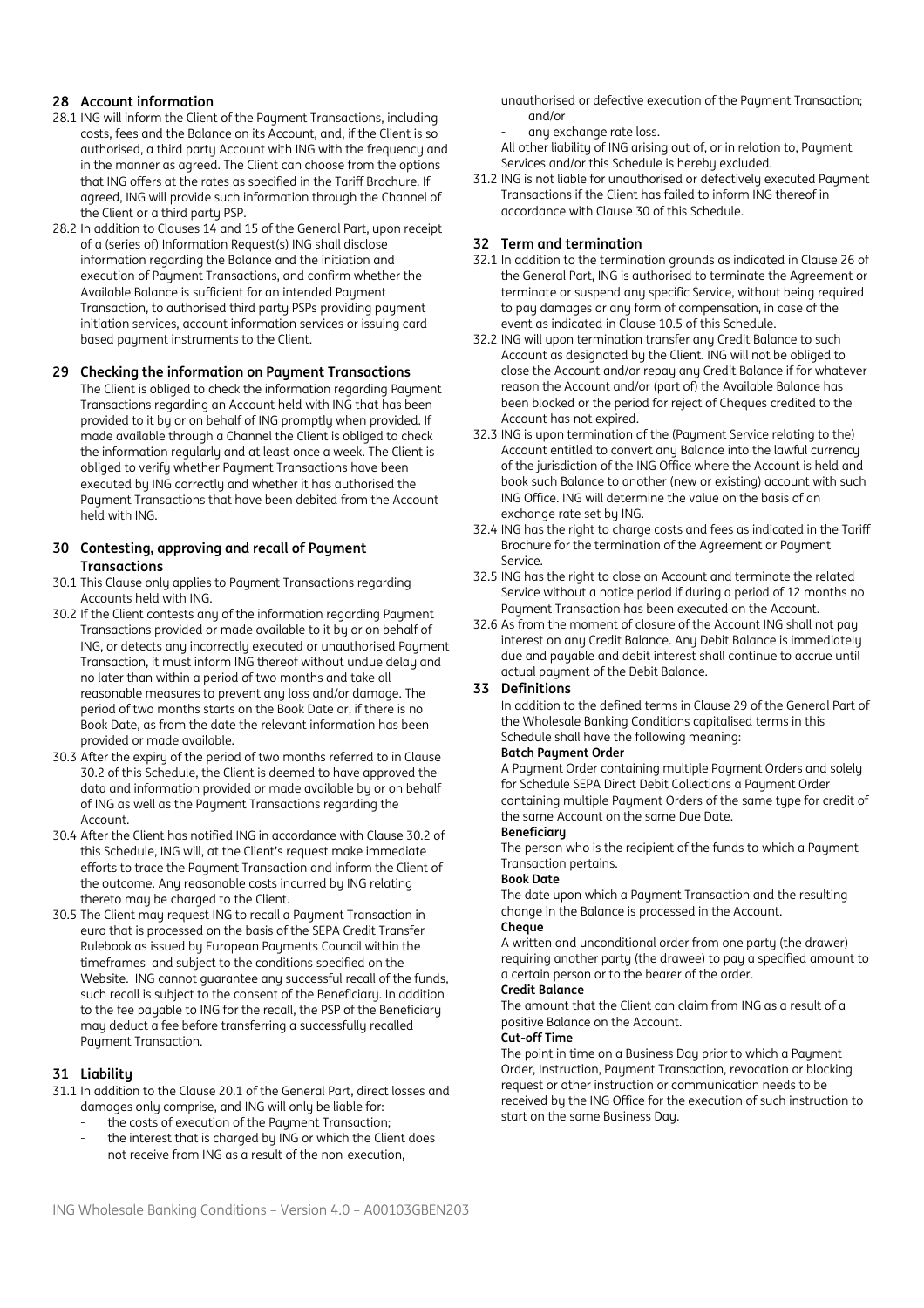## 28 Account information

28.1 ING will inform the Client of the Payment Transactions, including costs, fees and the Balance on its Account, and, if the Client is so authorised, a third party Account with ING with the frequency and in the manner as agreed. The Client can choose from the options that ING offers at the rates as specified in the Tariff Brochure. If agreed, ING will provide such information through the Channel of the Client or a third party PSP.

28.2 In addition to Clauses 14 and 15 of the General Part, upon receipt of a (series of) Information Request(s) ING shall disclose information regarding the Balance and the initiation and execution of Payment Transactions, and confirm whether the Available Balance is sufficient for an intended Payment Transaction, to authorised third party PSPs providing payment initiation services, account information services or issuing card-based payment instruments to the Client.

## 29 Checking the information on Payment Transactions

The Client is obliged to check the information regarding Payment Transactions regarding an Account held with ING that has been provided to it by or on behalf of ING promptly when provided. If made available through a Channel the Client is obliged to check the information regularly and at least once a week. The Client is obliged to verify whether Payment Transactions have been executed by ING correctly and whether it has authorised the Payment Transactions that have been debited from the Account held with ING.

## 30 Contesting, approving and recall of Payment Transactions

30.1 This Clause only applies to Payment Transactions regarding Accounts held with ING.

30.2 If the Client contests any of the information regarding Payment Transactions provided or made available to it by or on behalf of ING, or detects any incorrectly executed or unauthorised Payment Transaction, it must inform ING thereof without undue delay and no later than within a period of two months and take all reasonable measures to prevent any loss and/or damage. The period of two months starts on the Book Date or, if there is no Book Date, as from the date the relevant information has been provided or made available.

30.3 After the expiry of the period of two months referred to in Clause 30.2 of this Schedule, the Client is deemed to have approved the data and information provided or made available by or on behalf of ING as well as the Payment Transactions regarding the Account.

30.4 After the Client has notified ING in accordance with Clause 30.2 of this Schedule, ING will, at the Client's request make immediate efforts to trace the Payment Transaction and inform the Client of the outcome. Any reasonable costs incurred by ING relating thereto may be charged to the Client.

30.5 The Client may request ING to recall a Payment Transaction in euro that is processed on the basis of the SEPA Credit Transfer Rulebook as issued by European Payments Council within the timeframes and subject to the conditions specified on the Website. ING cannot guarantee any successful recall of the funds, such recall is subject to the consent of the Beneficiary. In addition to the fee payable to ING for the recall, the PSP of the Beneficiary may deduct a fee before transferring a successfully recalled Payment Transaction.

## 31 Liability

31.1 In addition to the Clause 20.1 of the General Part, direct losses and damages only comprise, and ING will only be liable for:

- the costs of execution of the Payment Transaction;
- the interest that is charged by ING or which the Client does not receive from ING as a result of the non-execution, unauthorised or defective execution of the Payment Transaction; and/or
- any exchange rate loss.

All other liability of ING arising out of, or in relation to, Payment Services and/or this Schedule is hereby excluded.

31.2 ING is not liable for unauthorised or defectively executed Payment Transactions if the Client has failed to inform ING thereof in accordance with Clause 30 of this Schedule.

## 32 Term and termination

32.1 In addition to the termination grounds as indicated in Clause 26 of the General Part, ING is authorised to terminate the Agreement or terminate or suspend any specific Service, without being required to pay damages or any form of compensation, in case of the event as indicated in Clause 10.5 of this Schedule.

32.2 ING will upon termination transfer any Credit Balance to such Account as designated by the Client. ING will not be obliged to close the Account and/or repay any Credit Balance if for whatever reason the Account and/or (part of) the Available Balance has been blocked or the period for reject of Cheques credited to the Account has not expired.

32.3 ING is upon termination of the (Payment Service relating to the) Account entitled to convert any Balance into the lawful currency of the jurisdiction of the ING Office where the Account is held and book such Balance to another (new or existing) account with such ING Office. ING will determine the value on the basis of an exchange rate set by ING.

32.4 ING has the right to charge costs and fees as indicated in the Tariff Brochure for the termination of the Agreement or Payment Service.

32.5 ING has the right to close an Account and terminate the related Service without a notice period if during a period of 12 months no Payment Transaction has been executed on the Account.

32.6 As from the moment of closure of the Account ING shall not pay interest on any Credit Balance. Any Debit Balance is immediately due and payable and debit interest shall continue to accrue until actual payment of the Debit Balance.

## 33 Definitions

In addition to the defined terms in Clause 29 of the General Part of the Wholesale Banking Conditions capitalised terms in this Schedule shall have the following meaning:

**Batch Payment Order**
A Payment Order containing multiple Payment Orders and solely for Schedule SEPA Direct Debit Collections a Payment Order containing multiple Payment Orders of the same type for credit of the same Account on the same Due Date.

**Beneficiary**
The person who is the recipient of the funds to which a Payment Transaction pertains.

**Book Date**
The date upon which a Payment Transaction and the resulting change in the Balance is processed in the Account.

**Cheque**
A written and unconditional order from one party (the drawer) requiring another party (the drawee) to pay a specified amount to a certain person or to the bearer of the order.

**Credit Balance**
The amount that the Client can claim from ING as a result of a positive Balance on the Account.

**Cut-off Time**
The point in time on a Business Day prior to which a Payment Order, Instruction, Payment Transaction, revocation or blocking request or other instruction or communication needs to be received by the ING Office for the execution of such instruction to start on the same Business Day.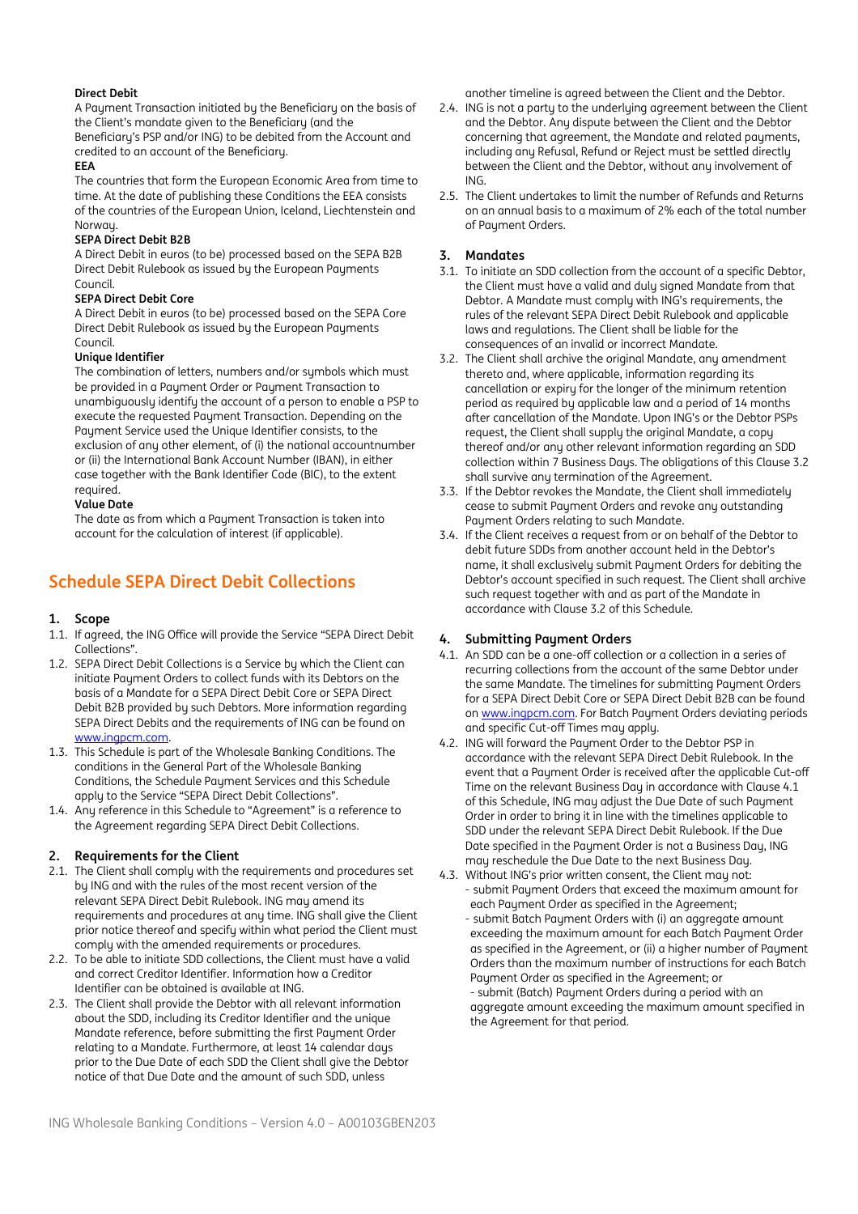**Direct Debit**
A Payment Transaction initiated by the Beneficiary on the basis of the Client's mandate given to the Beneficiary (and the Beneficiary's PSP and/or ING) to be debited from the Account and credited to an account of the Beneficiary.

**EEA**
The countries that form the European Economic Area from time to time. At the date of publishing these Conditions the EEA consists of the countries of the European Union, Iceland, Liechtenstein and Norway.

**SEPA Direct Debit B2B**
A Direct Debit in euros (to be) processed based on the SEPA B2B Direct Debit Rulebook as issued by the European Payments Council.

**SEPA Direct Debit Core**
A Direct Debit in euros (to be) processed based on the SEPA Core Direct Debit Rulebook as issued by the European Payments Council.

**Unique Identifier**
The combination of letters, numbers and/or symbols which must be provided in a Payment Order or Payment Transaction to unambiguously identify the account of a person to enable a PSP to execute the requested Payment Transaction. Depending on the Payment Service used the Unique Identifier consists, to the exclusion of any other element, of (i) the national accountnumber or (ii) the International Bank Account Number (IBAN), in either case together with the Bank Identifier Code (BIC), to the extent required.

**Value Date**
The date as from which a Payment Transaction is taken into account for the calculation of interest (if applicable).

## Schedule SEPA Direct Debit Collections

### 1. Scope

1.1. If agreed, the ING Office will provide the Service "SEPA Direct Debit Collections".

1.2. SEPA Direct Debit Collections is a Service by which the Client can initiate Payment Orders to collect funds with its Debtors on the basis of a Mandate for a SEPA Direct Debit Core or SEPA Direct Debit B2B provided by such Debtors. More information regarding SEPA Direct Debits and the requirements of ING can be found on www.ingpcm.com.

1.3. This Schedule is part of the Wholesale Banking Conditions. The conditions in the General Part of the Wholesale Banking Conditions, the Schedule Payment Services and this Schedule apply to the Service "SEPA Direct Debit Collections".

1.4. Any reference in this Schedule to "Agreement" is a reference to the Agreement regarding SEPA Direct Debit Collections.

### 2. Requirements for the Client

2.1. The Client shall comply with the requirements and procedures set by ING and with the rules of the most recent version of the relevant SEPA Direct Debit Rulebook. ING may amend its requirements and procedures at any time. ING shall give the Client prior notice thereof and specify within what period the Client must comply with the amended requirements or procedures.

2.2. To be able to initiate SDD collections, the Client must have a valid and correct Creditor Identifier. Information how a Creditor Identifier can be obtained is available at ING.

2.3. The Client shall provide the Debtor with all relevant information about the SDD, including its Creditor Identifier and the unique Mandate reference, before submitting the first Payment Order relating to a Mandate. Furthermore, at least 14 calendar days prior to the Due Date of each SDD the Client shall give the Debtor notice of that Due Date and the amount of such SDD, unless another timeline is agreed between the Client and the Debtor.

2.4. ING is not a party to the underlying agreement between the Client and the Debtor. Any dispute between the Client and the Debtor concerning that agreement, the Mandate and related payments, including any Refusal, Refund or Reject must be settled directly between the Client and the Debtor, without any involvement of ING.

2.5. The Client undertakes to limit the number of Refunds and Returns on an annual basis to a maximum of 2% each of the total number of Payment Orders.

### 3. Mandates

3.1. To initiate an SDD collection from the account of a specific Debtor, the Client must have a valid and duly signed Mandate from that Debtor. A Mandate must comply with ING's requirements, the rules of the relevant SEPA Direct Debit Rulebook and applicable laws and regulations. The Client shall be liable for the consequences of an invalid or incorrect Mandate.

3.2. The Client shall archive the original Mandate, any amendment thereto and, where applicable, information regarding its cancellation or expiry for the longer of the minimum retention period as required by applicable law and a period of 14 months after cancellation of the Mandate. Upon ING's or the Debtor PSPs request, the Client shall supply the original Mandate, a copy thereof and/or any other relevant information regarding an SDD collection within 7 Business Days. The obligations of this Clause 3.2 shall survive any termination of the Agreement.

3.3. If the Debtor revokes the Mandate, the Client shall immediately cease to submit Payment Orders and revoke any outstanding Payment Orders relating to such Mandate.

3.4. If the Client receives a request from or on behalf of the Debtor to debit future SDDs from another account held in the Debtor's name, it shall exclusively submit Payment Orders for debiting the Debtor's account specified in such request. The Client shall archive such request together with and as part of the Mandate in accordance with Clause 3.2 of this Schedule.

### 4. Submitting Payment Orders

4.1. An SDD can be a one-off collection or a collection in a series of recurring collections from the account of the same Debtor under the same Mandate. The timelines for submitting Payment Orders for a SEPA Direct Debit Core or SEPA Direct Debit B2B can be found on www.ingpcm.com. For Batch Payment Orders deviating periods and specific Cut-off Times may apply.

4.2. ING will forward the Payment Order to the Debtor PSP in accordance with the relevant SEPA Direct Debit Rulebook. In the event that a Payment Order is received after the applicable Cut-off Time on the relevant Business Day in accordance with Clause 4.1 of this Schedule, ING may adjust the Due Date of such Payment Order in order to bring it in line with the timelines applicable to SDD under the relevant SEPA Direct Debit Rulebook. If the Due Date specified in the Payment Order is not a Business Day, ING may reschedule the Due Date to the next Business Day.

4.3. Without ING's prior written consent, the Client may not:
- submit Payment Orders that exceed the maximum amount for each Payment Order as specified in the Agreement;
- submit Batch Payment Orders with (i) an aggregate amount exceeding the maximum amount for each Batch Payment Order as specified in the Agreement, or (ii) a higher number of Payment Orders than the maximum number of instructions for each Batch Payment Order as specified in the Agreement; or
- submit (Batch) Payment Orders during a period with an aggregate amount exceeding the maximum amount specified in the Agreement for that period.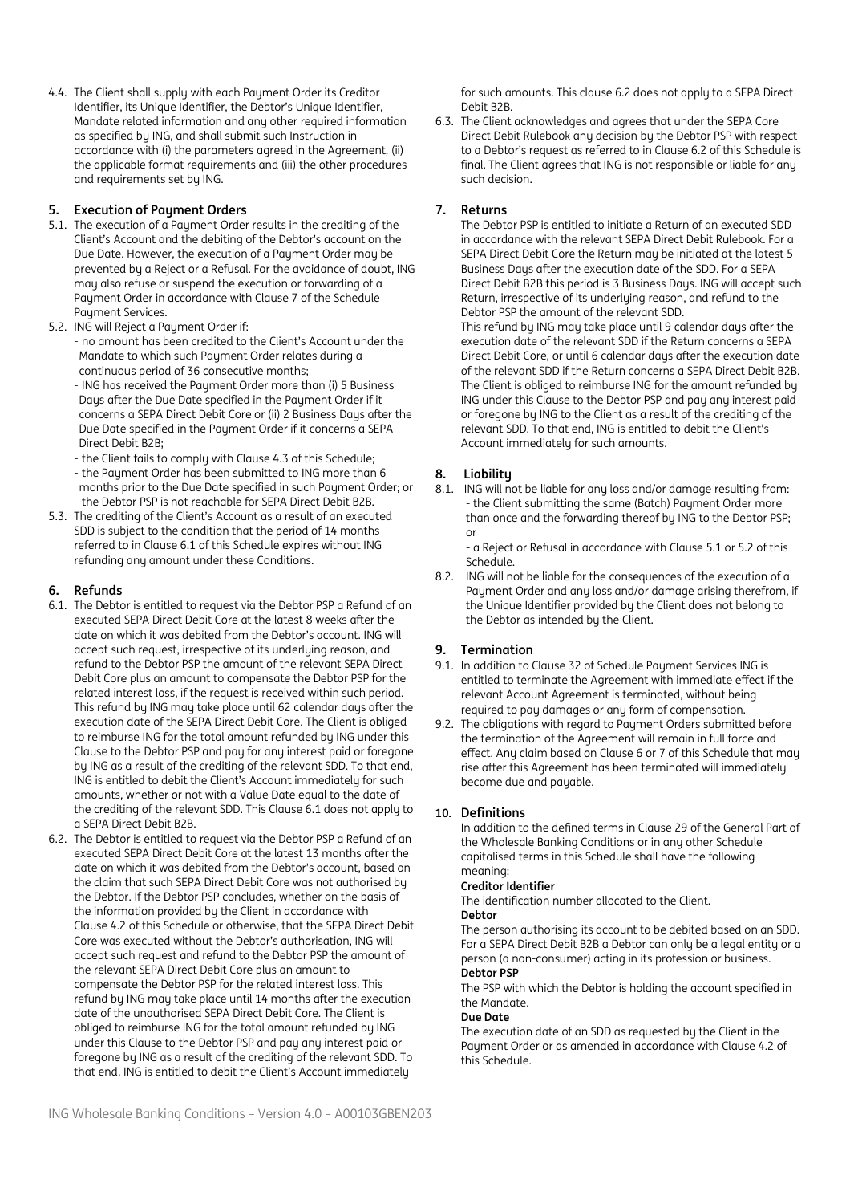4.4. The Client shall supply with each Payment Order its Creditor Identifier, its Unique Identifier, the Debtor's Unique Identifier, Mandate related information and any other required information as specified by ING, and shall submit such Instruction in accordance with (i) the parameters agreed in the Agreement, (ii) the applicable format requirements and (iii) the other procedures and requirements set by ING.

## 5. Execution of Payment Orders

5.1. The execution of a Payment Order results in the crediting of the Client's Account and the debiting of the Debtor's account on the Due Date. However, the execution of a Payment Order may be prevented by a Reject or a Refusal. For the avoidance of doubt, ING may also refuse or suspend the execution or forwarding of a Payment Order in accordance with Clause 7 of the Schedule Payment Services.

5.2. ING will Reject a Payment Order if:
- no amount has been credited to the Client's Account under the Mandate to which such Payment Order relates during a continuous period of 36 consecutive months;
- ING has received the Payment Order more than (i) 5 Business Days after the Due Date specified in the Payment Order if it concerns a SEPA Direct Debit Core or (ii) 2 Business Days after the Due Date specified in the Payment Order if it concerns a SEPA Direct Debit B2B;
- the Client fails to comply with Clause 4.3 of this Schedule;
- the Payment Order has been submitted to ING more than 6 months prior to the Due Date specified in such Payment Order; or
- the Debtor PSP is not reachable for SEPA Direct Debit B2B.

5.3. The crediting of the Client's Account as a result of an executed SDD is subject to the condition that the period of 14 months referred to in Clause 6.1 of this Schedule expires without ING refunding any amount under these Conditions.

## 6. Refunds

6.1. The Debtor is entitled to request via the Debtor PSP a Refund of an executed SEPA Direct Debit Core at the latest 8 weeks after the date on which it was debited from the Debtor's account. ING will accept such request, irrespective of its underlying reason, and refund to the Debtor PSP the amount of the relevant SEPA Direct Debit Core plus an amount to compensate the Debtor PSP for the related interest loss, if the request is received within such period. This refund by ING may take place until 62 calendar days after the execution date of the SEPA Direct Debit Core. The Client is obliged to reimburse ING for the total amount refunded by ING under this Clause to the Debtor PSP and pay for any interest paid or foregone by ING as a result of the crediting of the relevant SDD. To that end, ING is entitled to debit the Client's Account immediately for such amounts, whether or not with a Value Date equal to the date of the crediting of the relevant SDD. This Clause 6.1 does not apply to a SEPA Direct Debit B2B.

6.2. The Debtor is entitled to request via the Debtor PSP a Refund of an executed SEPA Direct Debit Core at the latest 13 months after the date on which it was debited from the Debtor's account, based on the claim that such SEPA Direct Debit Core was not authorised by the Debtor. If the Debtor PSP concludes, whether on the basis of the information provided by the Client in accordance with Clause 4.2 of this Schedule or otherwise, that the SEPA Direct Debit Core was executed without the Debtor's authorisation, ING will accept such request and refund to the Debtor PSP the amount of the relevant SEPA Direct Debit Core plus an amount to compensate the Debtor PSP for the related interest loss. This refund by ING may take place until 14 months after the execution date of the unauthorised SEPA Direct Debit Core. The Client is obliged to reimburse ING for the total amount refunded by ING under this Clause to the Debtor PSP and pay any interest paid or foregone by ING as a result of the crediting of the relevant SDD. To that end, ING is entitled to debit the Client's Account immediately for such amounts. This clause 6.2 does not apply to a SEPA Direct Debit B2B.

6.3. The Client acknowledges and agrees that under the SEPA Core Direct Debit Rulebook any decision by the Debtor PSP with respect to a Debtor's request as referred to in Clause 6.2 of this Schedule is final. The Client agrees that ING is not responsible or liable for any such decision.

## 7. Returns

The Debtor PSP is entitled to initiate a Return of an executed SDD in accordance with the relevant SEPA Direct Debit Rulebook. For a SEPA Direct Debit Core the Return may be initiated at the latest 5 Business Days after the execution date of the SDD. For a SEPA Direct Debit B2B this period is 3 Business Days. ING will accept such Return, irrespective of its underlying reason, and refund to the Debtor PSP the amount of the relevant SDD.

This refund by ING may take place until 9 calendar days after the execution date of the relevant SDD if the Return concerns a SEPA Direct Debit Core, or until 6 calendar days after the execution date of the relevant SDD if the Return concerns a SEPA Direct Debit B2B. The Client is obliged to reimburse ING for the amount refunded by ING under this Clause to the Debtor PSP and pay any interest paid or foregone by ING to the Client as a result of the crediting of the relevant SDD. To that end, ING is entitled to debit the Client's Account immediately for such amounts.

## 8. Liability

8.1. ING will not be liable for any loss and/or damage resulting from:
- the Client submitting the same (Batch) Payment Order more than once and the forwarding thereof by ING to the Debtor PSP; or
- a Reject or Refusal in accordance with Clause 5.1 or 5.2 of this Schedule.

8.2. ING will not be liable for the consequences of the execution of a Payment Order and any loss and/or damage arising therefrom, if the Unique Identifier provided by the Client does not belong to the Debtor as intended by the Client.

## 9. Termination

9.1. In addition to Clause 32 of Schedule Payment Services ING is entitled to terminate the Agreement with immediate effect if the relevant Account Agreement is terminated, without being required to pay damages or any form of compensation.

9.2. The obligations with regard to Payment Orders submitted before the termination of the Agreement will remain in full force and effect. Any claim based on Clause 6 or 7 of this Schedule that may rise after this Agreement has been terminated will immediately become due and payable.

## 10. Definitions

In addition to the defined terms in Clause 29 of the General Part of the Wholesale Banking Conditions or in any other Schedule capitalised terms in this Schedule shall have the following meaning:

**Creditor Identifier**
The identification number allocated to the Client.

**Debtor**
The person authorising its account to be debited based on an SDD. For a SEPA Direct Debit B2B a Debtor can only be a legal entity or a person (a non-consumer) acting in its profession or business.

**Debtor PSP**
The PSP with which the Debtor is holding the account specified in the Mandate.

**Due Date**
The execution date of an SDD as requested by the Client in the Payment Order or as amended in accordance with Clause 4.2 of this Schedule.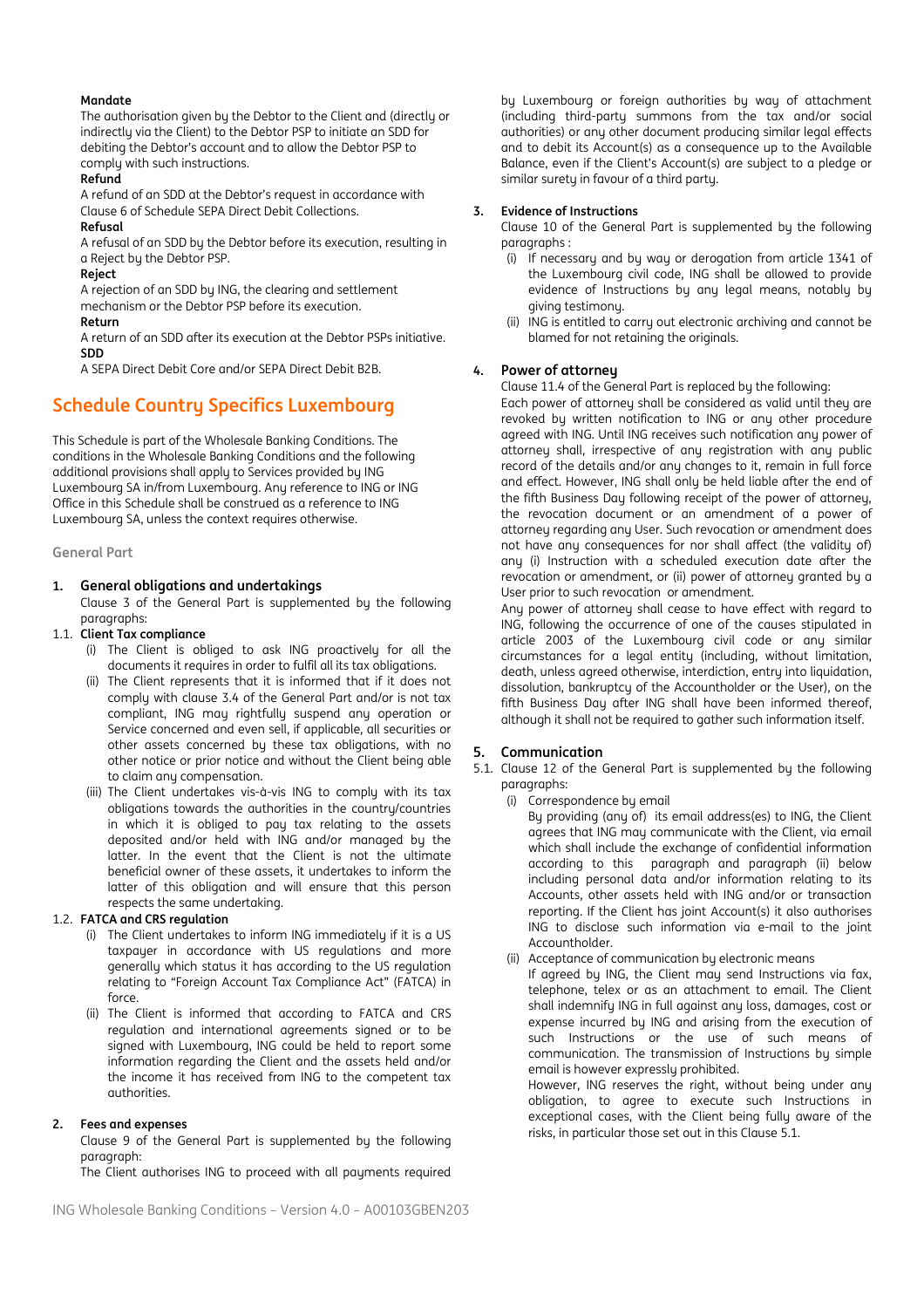**Mandate**
The authorisation given by the Debtor to the Client and (directly or indirectly via the Client) to the Debtor PSP to initiate an SDD for debiting the Debtor's account and to allow the Debtor PSP to comply with such instructions.

**Refund**
A refund of an SDD at the Debtor's request in accordance with Clause 6 of Schedule SEPA Direct Debit Collections.

**Refusal**
A refusal of an SDD by the Debtor before its execution, resulting in a Reject by the Debtor PSP.

**Reject**
A rejection of an SDD by ING, the clearing and settlement mechanism or the Debtor PSP before its execution.

**Return**
A return of an SDD after its execution at the Debtor PSPs initiative.

**SDD**
A SEPA Direct Debit Core and/or SEPA Direct Debit B2B.

# Schedule Country Specifics Luxembourg

This Schedule is part of the Wholesale Banking Conditions. The conditions in the Wholesale Banking Conditions and the following additional provisions shall apply to Services provided by ING Luxembourg SA in/from Luxembourg. Any reference to ING or ING Office in this Schedule shall be construed as a reference to ING Luxembourg SA, unless the context requires otherwise.

## General Part

### 1. General obligations and undertakings

Clause 3 of the General Part is supplemented by the following paragraphs:

**1.1. Client Tax compliance**

(i) The Client is obliged to ask ING proactively for all the documents it requires in order to fulfil all its tax obligations.

(ii) The Client represents that it is informed that if it does not comply with clause 3.4 of the General Part and/or is not tax compliant, ING may rightfully suspend any operation or Service concerned and even sell, if applicable, all securities or other assets concerned by these tax obligations, with no other notice or prior notice and without the Client being able to claim any compensation.

(iii) The Client undertakes vis-à-vis ING to comply with its tax obligations towards the authorities in the country/countries in which it is obliged to pay tax relating to the assets deposited and/or held with ING and/or managed by the latter. In the event that the Client is not the ultimate beneficial owner of these assets, it undertakes to inform the latter of this obligation and will ensure that this person respects the same undertaking.

**1.2. FATCA and CRS regulation**

(i) The Client undertakes to inform ING immediately if it is a US taxpayer in accordance with US regulations and more generally which status it has according to the US regulation relating to "Foreign Account Tax Compliance Act" (FATCA) in force.

(ii) The Client is informed that according to FATCA and CRS regulation and international agreements signed or to be signed with Luxembourg, ING could be held to report some information regarding the Client and the assets held and/or the income it has received from ING to the competent tax authorities.

### 2. Fees and expenses

Clause 9 of the General Part is supplemented by the following paragraph:

The Client authorises ING to proceed with all payments required by Luxembourg or foreign authorities by way of attachment (including third-party summons from the tax and/or social authorities) or any other document producing similar legal effects and to debit its Account(s) as a consequence up to the Available Balance, even if the Client's Account(s) are subject to a pledge or similar surety in favour of a third party.

### 3. Evidence of Instructions

Clause 10 of the General Part is supplemented by the following paragraphs :

(i) If necessary and by way or derogation from article 1341 of the Luxembourg civil code, ING shall be allowed to provide evidence of Instructions by any legal means, notably by giving testimony.

(ii) ING is entitled to carry out electronic archiving and cannot be blamed for not retaining the originals.

### 4. Power of attorney

Clause 11.4 of the General Part is replaced by the following:

Each power of attorney shall be considered as valid until they are revoked by written notification to ING or any other procedure agreed with ING. Until ING receives such notification any power of attorney shall, irrespective of any registration with any public record of the details and/or any changes to it, remain in full force and effect. However, ING shall only be held liable after the end of the fifth Business Day following receipt of the power of attorney, the revocation document or an amendment of a power of attorney regarding any User. Such revocation or amendment does not have any consequences for nor shall affect (the validity of) any (i) Instruction with a scheduled execution date after the revocation or amendment, or (ii) power of attorney granted by a User prior to such revocation or amendment.

Any power of attorney shall cease to have effect with regard to ING, following the occurrence of one of the causes stipulated in article 2003 of the Luxembourg civil code or any similar circumstances for a legal entity (including, without limitation, death, unless agreed otherwise, interdiction, entry into liquidation, dissolution, bankruptcy of the Accountholder or the User), on the fifth Business Day after ING shall have been informed thereof, although it shall not be required to gather such information itself.

### 5. Communication

5.1. Clause 12 of the General Part is supplemented by the following paragraphs:

(i) Correspondence by email

By providing (any of) its email address(es) to ING, the Client agrees that ING may communicate with the Client, via email which shall include the exchange of confidential information according to this paragraph and paragraph (ii) below including personal data and/or information relating to its Accounts, other assets held with ING and/or or transaction reporting. If the Client has joint Account(s) it also authorises ING to disclose such information via e-mail to the joint Accountholder.

(ii) Acceptance of communication by electronic means

If agreed by ING, the Client may send Instructions via fax, telephone, telex or as an attachment to email. The Client shall indemnify ING in full against any loss, damages, cost or expense incurred by ING and arising from the execution of such Instructions or the use of such means of communication. The transmission of Instructions by simple email is however expressly prohibited.

However, ING reserves the right, without being under any obligation, to agree to execute such Instructions in exceptional cases, with the Client being fully aware of the risks, in particular those set out in this Clause 5.1.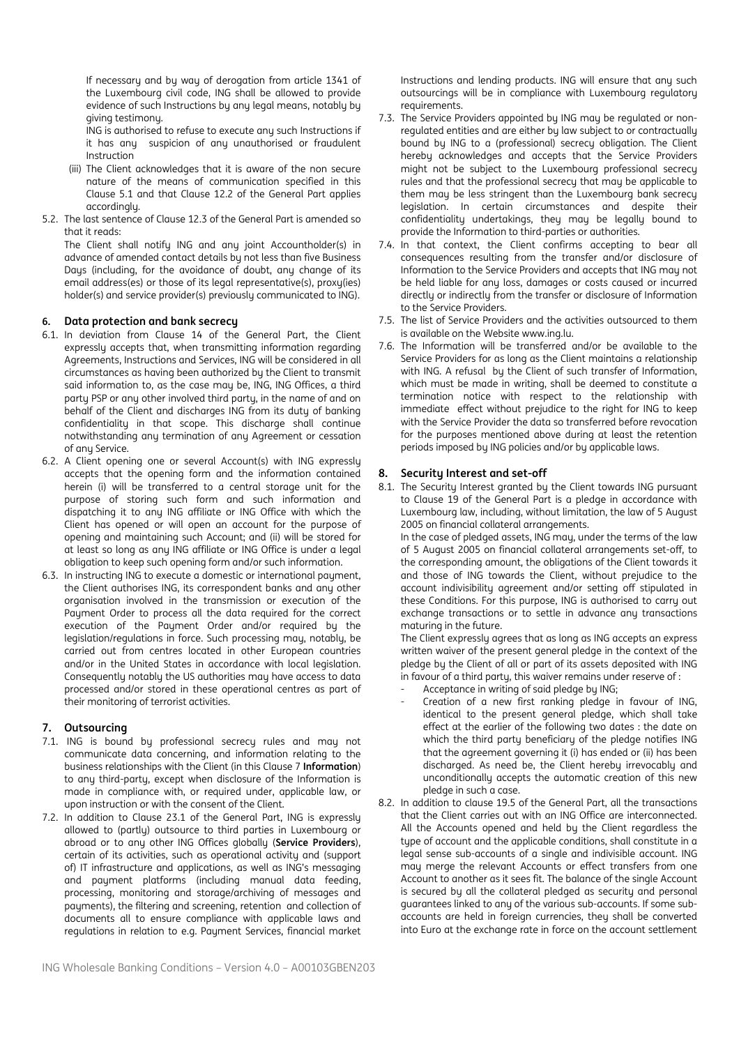If necessary and by way of derogation from article 1341 of the Luxembourg civil code, ING shall be allowed to provide evidence of such Instructions by any legal means, notably by giving testimony.

ING is authorised to refuse to execute any such Instructions if it has any suspicion of any unauthorised or fraudulent Instruction

(iii) The Client acknowledges that it is aware of the non secure nature of the means of communication specified in this Clause 5.1 and that Clause 12.2 of the General Part applies accordingly.

5.2. The last sentence of Clause 12.3 of the General Part is amended so that it reads:

The Client shall notify ING and any joint Accountholder(s) in advance of amended contact details by not less than five Business Days (including, for the avoidance of doubt, any change of its email address(es) or those of its legal representative(s), proxy(ies) holder(s) and service provider(s) previously communicated to ING).

## 6. Data protection and bank secrecy

6.1. In deviation from Clause 14 of the General Part, the Client expressly accepts that, when transmitting information regarding Agreements, Instructions and Services, ING will be considered in all circumstances as having been authorized by the Client to transmit said information to, as the case may be, ING, ING Offices, a third party PSP or any other involved third party, in the name of and on behalf of the Client and discharges ING from its duty of banking confidentiality in that scope. This discharge shall continue notwithstanding any termination of any Agreement or cessation of any Service.

6.2. A Client opening one or several Account(s) with ING expressly accepts that the opening form and the information contained herein (i) will be transferred to a central storage unit for the purpose of storing such form and such information and dispatching it to any ING affiliate or ING Office with which the Client has opened or will open an account for the purpose of opening and maintaining such Account; and (ii) will be stored for at least so long as any ING affiliate or ING Office is under a legal obligation to keep such opening form and/or such information.

6.3. In instructing ING to execute a domestic or international payment, the Client authorises ING, its correspondent banks and any other organisation involved in the transmission or execution of the Payment Order to process all the data required for the correct execution of the Payment Order and/or required by the legislation/regulations in force. Such processing may, notably, be carried out from centres located in other European countries and/or in the United States in accordance with local legislation. Consequently notably the US authorities may have access to data processed and/or stored in these operational centres as part of their monitoring of terrorist activities.

## 7. Outsourcing

7.1. ING is bound by professional secrecy rules and may not communicate data concerning, and information relating to the business relationships with the Client (in this Clause 7 **Information**) to any third-party, except when disclosure of the Information is made in compliance with, or required under, applicable law, or upon instruction or with the consent of the Client.

7.2. In addition to Clause 23.1 of the General Part, ING is expressly allowed to (partly) outsource to third parties in Luxembourg or abroad or to any other ING Offices globally (**Service Providers**), certain of its activities, such as operational activity and (support of) IT infrastructure and applications, as well as ING's messaging and payment platforms (including manual data feeding, processing, monitoring and storage/archiving of messages and payments), the filtering and screening, retention and collection of documents all to ensure compliance with applicable laws and regulations in relation to e.g. Payment Services, financial market Instructions and lending products. ING will ensure that any such outsourcings will be in compliance with Luxembourg regulatory requirements.

7.3. The Service Providers appointed by ING may be regulated or non-regulated entities and are either by law subject to or contractually bound by ING to a (professional) secrecy obligation. The Client hereby acknowledges and accepts that the Service Providers might not be subject to the Luxembourg professional secrecy rules and that the professional secrecy that may be applicable to them may be less stringent than the Luxembourg bank secrecy legislation. In certain circumstances and despite their confidentiality undertakings, they may be legally bound to provide the Information to third-parties or authorities.

7.4. In that context, the Client confirms accepting to bear all consequences resulting from the transfer and/or disclosure of Information to the Service Providers and accepts that ING may not be held liable for any loss, damages or costs caused or incurred directly or indirectly from the transfer or disclosure of Information to the Service Providers.

7.5. The list of Service Providers and the activities outsourced to them is available on the Website www.ing.lu.

7.6. The Information will be transferred and/or be available to the Service Providers for as long as the Client maintains a relationship with ING. A refusal by the Client of such transfer of Information, which must be made in writing, shall be deemed to constitute a termination notice with respect to the relationship with immediate effect without prejudice to the right for ING to keep with the Service Provider the data so transferred before revocation for the purposes mentioned above during at least the retention periods imposed by ING policies and/or by applicable laws.

## 8. Security Interest and set-off

8.1. The Security Interest granted by the Client towards ING pursuant to Clause 19 of the General Part is a pledge in accordance with Luxembourg law, including, without limitation, the law of 5 August 2005 on financial collateral arrangements.

In the case of pledged assets, ING may, under the terms of the law of 5 August 2005 on financial collateral arrangements set-off, to the corresponding amount, the obligations of the Client towards it and those of ING towards the Client, without prejudice to the account indivisibility agreement and/or setting off stipulated in these Conditions. For this purpose, ING is authorised to carry out exchange transactions or to settle in advance any transactions maturing in the future.

The Client expressly agrees that as long as ING accepts an express written waiver of the present general pledge in the context of the pledge by the Client of all or part of its assets deposited with ING in favour of a third party, this waiver remains under reserve of :

- Acceptance in writing of said pledge by ING;
- Creation of a new first ranking pledge in favour of ING, identical to the present general pledge, which shall take effect at the earlier of the following two dates : the date on which the third party beneficiary of the pledge notifies ING that the agreement governing it (i) has ended or (ii) has been discharged. As need be, the Client hereby irrevocably and unconditionally accepts the automatic creation of this new pledge in such a case.

8.2. In addition to clause 19.5 of the General Part, all the transactions that the Client carries out with an ING Office are interconnected. All the Accounts opened and held by the Client regardless the type of account and the applicable conditions, shall constitute in a legal sense sub-accounts of a single and indivisible account. ING may merge the relevant Accounts or effect transfers from one Account to another as it sees fit. The balance of the single Account is secured by all the collateral pledged as security and personal guarantees linked to any of the various sub-accounts. If some sub-accounts are held in foreign currencies, they shall be converted into Euro at the exchange rate in force on the account settlement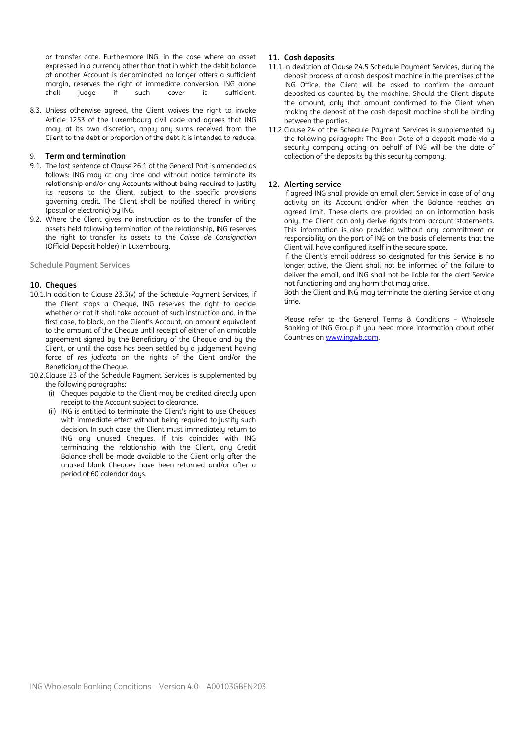or transfer date. Furthermore ING, in the case where an asset expressed in a currency other than that in which the debit balance of another Account is denominated no longer offers a sufficient margin, reserves the right of immediate conversion. ING alone shall judge if such cover is sufficient.

8.3. Unless otherwise agreed, the Client waives the right to invoke Article 1253 of the Luxembourg civil code and agrees that ING may, at its own discretion, apply any sums received from the Client to the debt or proportion of the debt it is intended to reduce.

## 9. Term and termination

9.1. The last sentence of Clause 26.1 of the General Part is amended as follows: ING may at any time and without notice terminate its relationship and/or any Accounts without being required to justify its reasons to the Client, subject to the specific provisions governing credit. The Client shall be notified thereof in writing (postal or electronic) by ING.

9.2. Where the Client gives no instruction as to the transfer of the assets held following termination of the relationship, ING reserves the right to transfer its assets to the *Caisse de Consignation* (Official Deposit holder) in Luxembourg.

**Schedule Payment Services**

## 10. Cheques

10.1. In addition to Clause 23.3(v) of the Schedule Payment Services, if the Client stops a Cheque, ING reserves the right to decide whether or not it shall take account of such instruction and, in the first case, to block, on the Client's Account, an amount equivalent to the amount of the Cheque until receipt of either of an amicable agreement signed by the Beneficiary of the Cheque and by the Client, or until the case has been settled by a judgement having force of *res judicata* on the rights of the Cient and/or the Beneficiary of the Cheque.

10.2. Clause 23 of the Schedule Payment Services is supplemented by the following paragraphs:

(i) Cheques payable to the Client may be credited directly upon receipt to the Account subject to clearance.

(ii) ING is entitled to terminate the Client's right to use Cheques with immediate effect without being required to justify such decision. In such case, the Client must immediately return to ING any unused Cheques. If this coincides with ING terminating the relationship with the Client, any Credit Balance shall be made available to the Client only after the unused blank Cheques have been returned and/or after a period of 60 calendar days.

## 11. Cash deposits

11.1. In deviation of Clause 24.5 Schedule Payment Services, during the deposit process at a cash desposit machine in the premises of the ING Office, the Client will be asked to confirm the amount deposited as counted by the machine. Should the Client dispute the amount, only that amount confirmed to the Client when making the deposit at the cash deposit machine shall be binding between the parties.

11.2. Clause 24 of the Schedule Payment Services is supplemented by the following paragraph: The Book Date of a deposit made via a security company acting on behalf of ING will be the date of collection of the deposits by this security company.

## 12. Alerting service

If agreed ING shall provide an email alert Service in case of of any activity on its Account and/or when the Balance reaches an agreed limit. These alerts are provided on an information basis only, the Client can only derive rights from account statements. This information is also provided without any commitment or responsibility on the part of ING on the basis of elements that the Client will have configured itself in the secure space.

If the Client's email address so designated for this Service is no longer active, the Client shall not be informed of the failure to deliver the email, and ING shall not be liable for the alert Service not functioning and any harm that may arise.

Both the Client and ING may terminate the alerting Service at any time.

Please refer to the General Terms & Conditions – Wholesale Banking of ING Group if you need more information about other Countries on [www.ingwb.com](www.ingwb.com).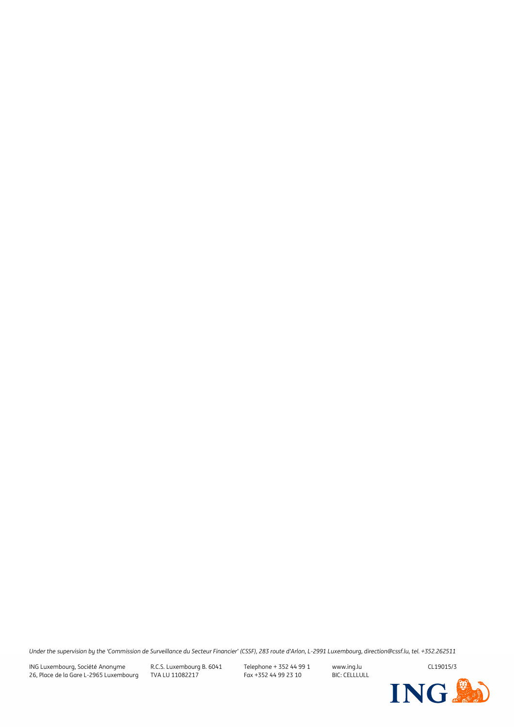*Under the supervision by the 'Commission de Surveillance du Secteur Financier' (CSSF), 283 route d'Arlon, L-2991 Luxembourg, direction@cssf.lu, tel. +352.262511*

ING Luxembourg, Société Anonyme
26, Place de la Gare L-2965 Luxembourg

R.C.S. Luxembourg B. 6041
TVA LU 11082217

Telephone + 352 44 99 1
Fax +352 44 99 23 10

www.ing.lu
BIC: CELLLULL

CL19015/3